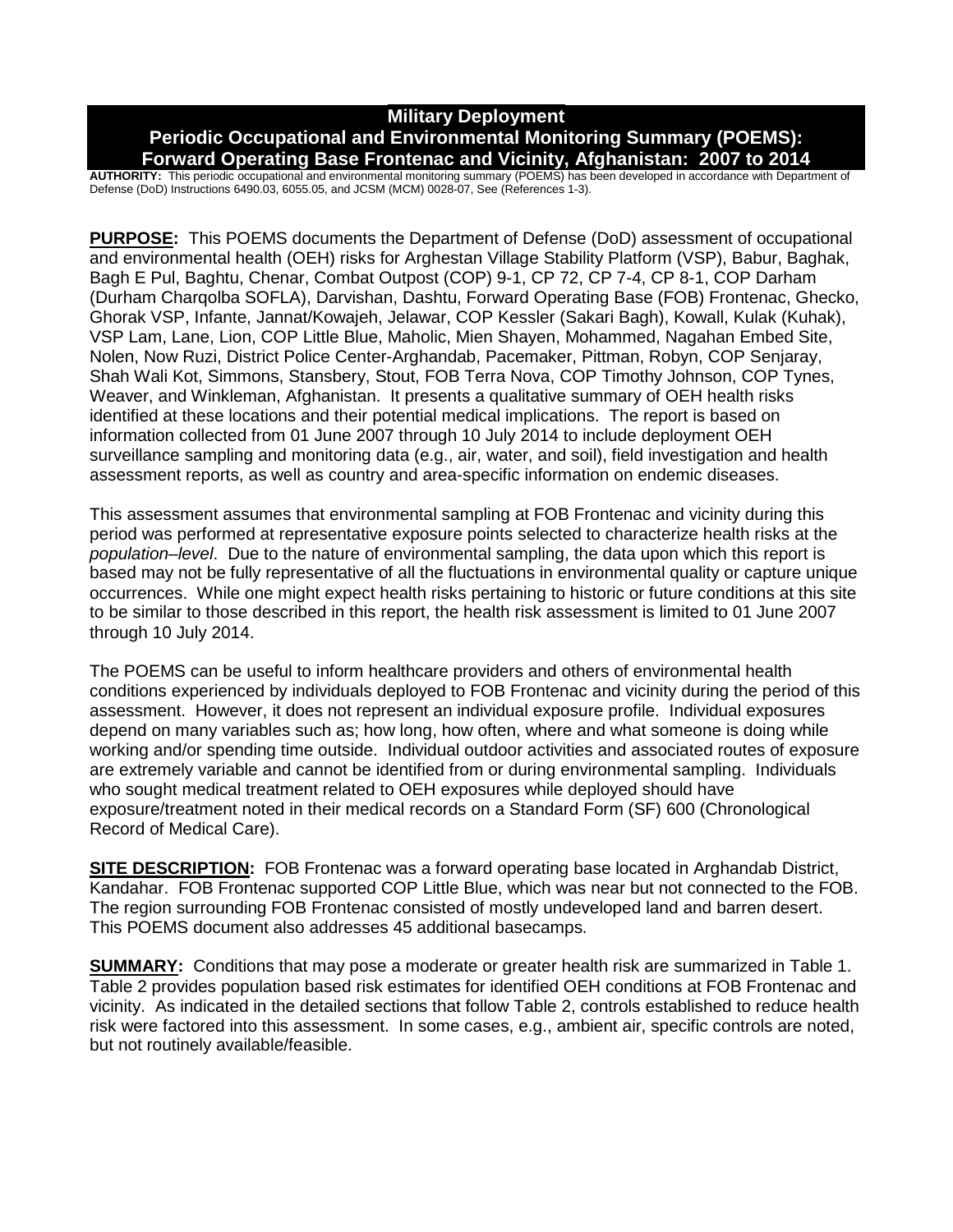# Military Deployment
## Periodic Occupational and Environmental Monitoring Summary (POEMS): Forward Operating Base Frontenac and Vicinity, Afghanistan: 2007 to 2014

**AUTHORITY:** This periodic occupational and environmental monitoring summary (POEMS) has been developed in accordance with Department of Defense (DoD) Instructions 6490.03, 6055.05, and JCSM (MCM) 0028-07, See (References 1-3).

**PURPOSE:** This POEMS documents the Department of Defense (DoD) assessment of occupational and environmental health (OEH) risks for Arghestan Village Stability Platform (VSP), Babur, Baghak, Bagh E Pul, Baghtu, Chenar, Combat Outpost (COP) 9-1, CP 72, CP 7-4, CP 8-1, COP Darham (Durham Charqolba SOFLA), Darvishan, Dashtu, Forward Operating Base (FOB) Frontenac, Ghecko, Ghorak VSP, Infante, Jannat/Kowajeh, Jelawar, COP Kessler (Sakari Bagh), Kowall, Kulak (Kuhak), VSP Lam, Lane, Lion, COP Little Blue, Maholic, Mien Shayen, Mohammed, Nagahan Embed Site, Nolen, Now Ruzi, District Police Center-Arghandab, Pacemaker, Pittman, Robyn, COP Senjaray, Shah Wali Kot, Simmons, Stansbery, Stout, FOB Terra Nova, COP Timothy Johnson, COP Tynes, Weaver, and Winkleman, Afghanistan. It presents a qualitative summary of OEH health risks identified at these locations and their potential medical implications. The report is based on information collected from 01 June 2007 through 10 July 2014 to include deployment OEH surveillance sampling and monitoring data (e.g., air, water, and soil), field investigation and health assessment reports, as well as country and area-specific information on endemic diseases.

This assessment assumes that environmental sampling at FOB Frontenac and vicinity during this period was performed at representative exposure points selected to characterize health risks at the *population–level*. Due to the nature of environmental sampling, the data upon which this report is based may not be fully representative of all the fluctuations in environmental quality or capture unique occurrences. While one might expect health risks pertaining to historic or future conditions at this site to be similar to those described in this report, the health risk assessment is limited to 01 June 2007 through 10 July 2014.

The POEMS can be useful to inform healthcare providers and others of environmental health conditions experienced by individuals deployed to FOB Frontenac and vicinity during the period of this assessment. However, it does not represent an individual exposure profile. Individual exposures depend on many variables such as; how long, how often, where and what someone is doing while working and/or spending time outside. Individual outdoor activities and associated routes of exposure are extremely variable and cannot be identified from or during environmental sampling. Individuals who sought medical treatment related to OEH exposures while deployed should have exposure/treatment noted in their medical records on a Standard Form (SF) 600 (Chronological Record of Medical Care).

**SITE DESCRIPTION:** FOB Frontenac was a forward operating base located in Arghandab District, Kandahar. FOB Frontenac supported COP Little Blue, which was near but not connected to the FOB. The region surrounding FOB Frontenac consisted of mostly undeveloped land and barren desert. This POEMS document also addresses 45 additional basecamps.

**SUMMARY:** Conditions that may pose a moderate or greater health risk are summarized in Table 1. Table 2 provides population based risk estimates for identified OEH conditions at FOB Frontenac and vicinity. As indicated in the detailed sections that follow Table 2, controls established to reduce health risk were factored into this assessment. In some cases, e.g., ambient air, specific controls are noted, but not routinely available/feasible.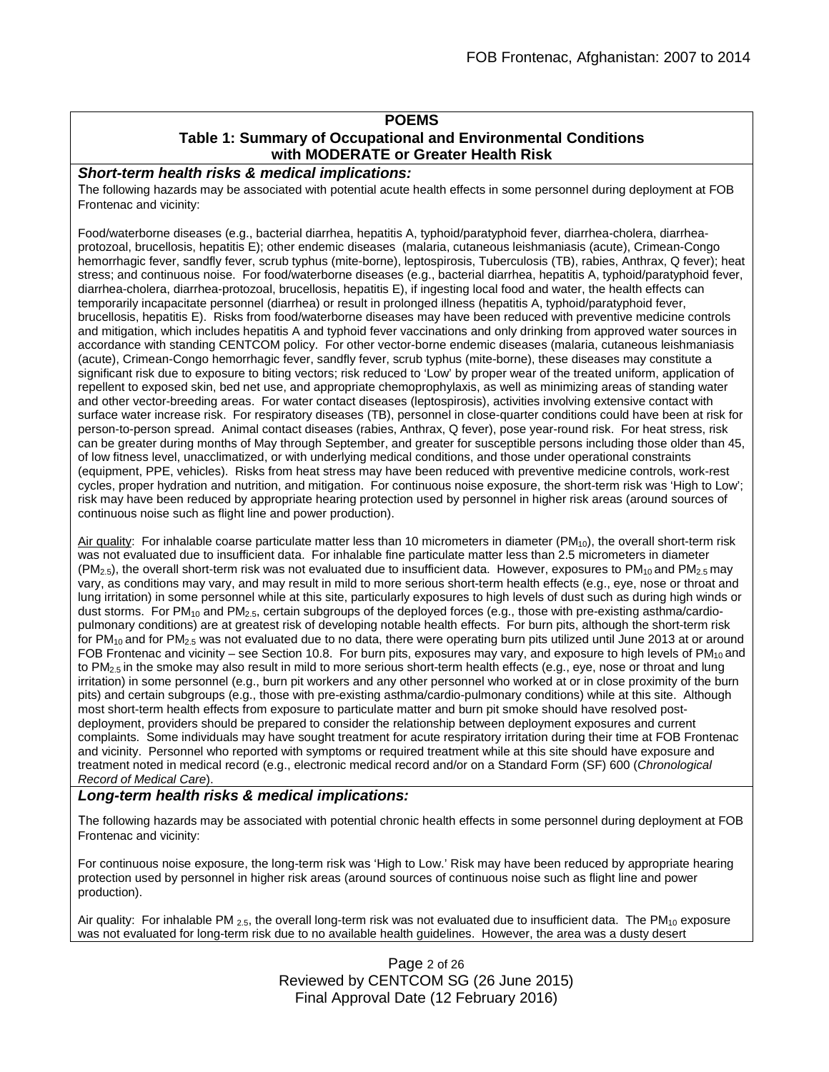**POEMS**

**Table 1: Summary of Occupational and Environmental Conditions with MODERATE or Greater Health Risk**

***Short-term health risks & medical implications:***

The following hazards may be associated with potential acute health effects in some personnel during deployment at FOB Frontenac and vicinity:

Food/waterborne diseases (e.g., bacterial diarrhea, hepatitis A, typhoid/paratyphoid fever, diarrhea-cholera, diarrhea-protozoal, brucellosis, hepatitis E); other endemic diseases (malaria, cutaneous leishmaniasis (acute), Crimean-Congo hemorrhagic fever, sandfly fever, scrub typhus (mite-borne), leptospirosis, Tuberculosis (TB), rabies, Anthrax, Q fever); heat stress; and continuous noise. For food/waterborne diseases (e.g., bacterial diarrhea, hepatitis A, typhoid/paratyphoid fever, diarrhea-cholera, diarrhea-protozoal, brucellosis, hepatitis E), if ingesting local food and water, the health effects can temporarily incapacitate personnel (diarrhea) or result in prolonged illness (hepatitis A, typhoid/paratyphoid fever, brucellosis, hepatitis E). Risks from food/waterborne diseases may have been reduced with preventive medicine controls and mitigation, which includes hepatitis A and typhoid fever vaccinations and only drinking from approved water sources in accordance with standing CENTCOM policy. For other vector-borne endemic diseases (malaria, cutaneous leishmaniasis (acute), Crimean-Congo hemorrhagic fever, sandfly fever, scrub typhus (mite-borne), these diseases may constitute a significant risk due to exposure to biting vectors; risk reduced to 'Low' by proper wear of the treated uniform, application of repellent to exposed skin, bed net use, and appropriate chemoprophylaxis, as well as minimizing areas of standing water and other vector-breeding areas. For water contact diseases (leptospirosis), activities involving extensive contact with surface water increase risk. For respiratory diseases (TB), personnel in close-quarter conditions could have been at risk for person-to-person spread. Animal contact diseases (rabies, Anthrax, Q fever), pose year-round risk. For heat stress, risk can be greater during months of May through September, and greater for susceptible persons including those older than 45, of low fitness level, unacclimatized, or with underlying medical conditions, and those under operational constraints (equipment, PPE, vehicles). Risks from heat stress may have been reduced with preventive medicine controls, work-rest cycles, proper hydration and nutrition, and mitigation. For continuous noise exposure, the short-term risk was 'High to Low'; risk may have been reduced by appropriate hearing protection used by personnel in higher risk areas (around sources of continuous noise such as flight line and power production).

Air quality: For inhalable coarse particulate matter less than 10 micrometers in diameter ($PM_{10}$), the overall short-term risk was not evaluated due to insufficient data. For inhalable fine particulate matter less than 2.5 micrometers in diameter ($PM_{2.5}$), the overall short-term risk was not evaluated due to insufficient data. However, exposures to $PM_{10}$ and $PM_{2.5}$ may vary, as conditions may vary, and may result in mild to more serious short-term health effects (e.g., eye, nose or throat and lung irritation) in some personnel while at this site, particularly exposures to high levels of dust such as during high winds or dust storms. For $PM_{10}$ and $PM_{2.5}$, certain subgroups of the deployed forces (e.g., those with pre-existing asthma/cardio-pulmonary conditions) are at greatest risk of developing notable health effects. For burn pits, although the short-term risk for $PM_{10}$ and for $PM_{2.5}$ was not evaluated due to no data, there were operating burn pits utilized until June 2013 at or around FOB Frontenac and vicinity – see Section 10.8. For burn pits, exposures may vary, and exposure to high levels of $PM_{10}$ and to $PM_{2.5}$ in the smoke may also result in mild to more serious short-term health effects (e.g., eye, nose or throat and lung irritation) in some personnel (e.g., burn pit workers and any other personnel who worked at or in close proximity of the burn pits) and certain subgroups (e.g., those with pre-existing asthma/cardio-pulmonary conditions) while at this site. Although most short-term health effects from exposure to particulate matter and burn pit smoke should have resolved post-deployment, providers should be prepared to consider the relationship between deployment exposures and current complaints. Some individuals may have sought treatment for acute respiratory irritation during their time at FOB Frontenac and vicinity. Personnel who reported with symptoms or required treatment while at this site should have exposure and treatment noted in medical record (e.g., electronic medical record and/or on a Standard Form (SF) 600 (*Chronological Record of Medical Care*).

***Long-term health risks & medical implications:***

The following hazards may be associated with potential chronic health effects in some personnel during deployment at FOB Frontenac and vicinity:

For continuous noise exposure, the long-term risk was 'High to Low.' Risk may have been reduced by appropriate hearing protection used by personnel in higher risk areas (around sources of continuous noise such as flight line and power production).

Air quality: For inhalable $PM_{2.5}$, the overall long-term risk was not evaluated due to insufficient data. The $PM_{10}$ exposure was not evaluated for long-term risk due to no available health guidelines. However, the area was a dusty desert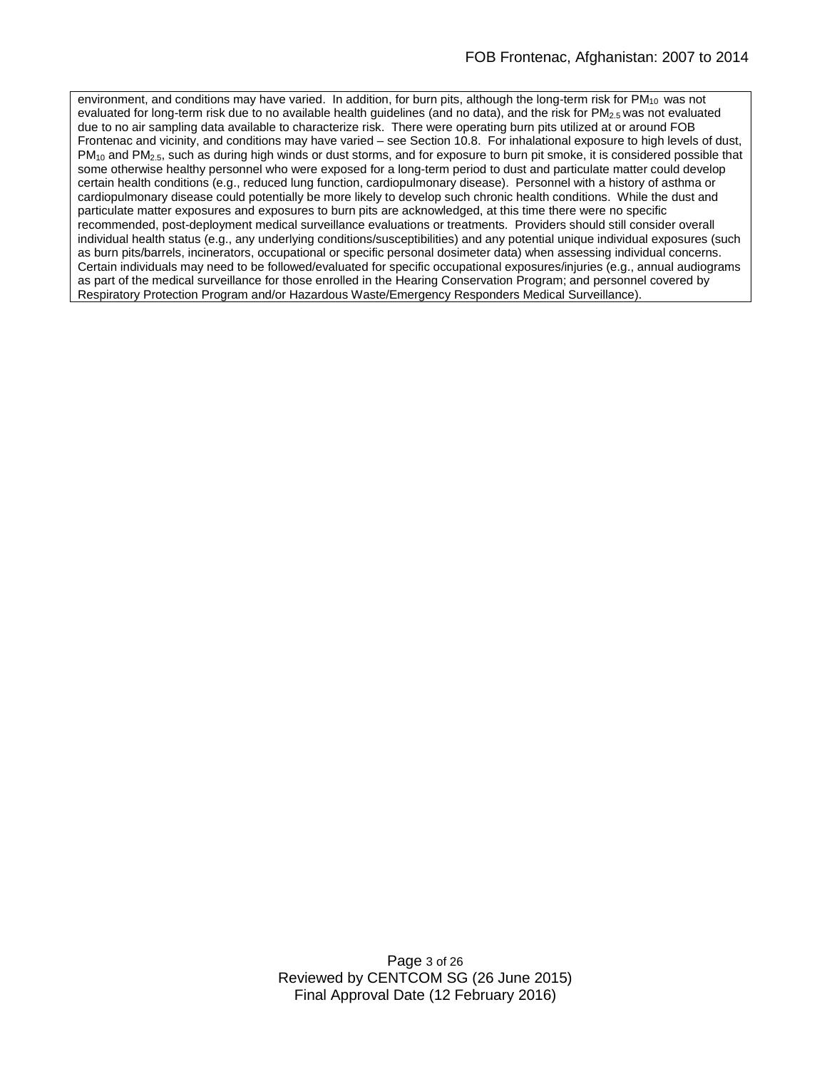environment, and conditions may have varied. In addition, for burn pits, although the long-term risk for $PM_{10}$ was not evaluated for long-term risk due to no available health guidelines (and no data), and the risk for $PM_{2.5}$ was not evaluated due to no air sampling data available to characterize risk. There were operating burn pits utilized at or around FOB Frontenac and vicinity, and conditions may have varied – see Section 10.8. For inhalational exposure to high levels of dust, $PM_{10}$ and $PM_{2.5}$, such as during high winds or dust storms, and for exposure to burn pit smoke, it is considered possible that some otherwise healthy personnel who were exposed for a long-term period to dust and particulate matter could develop certain health conditions (e.g., reduced lung function, cardiopulmonary disease). Personnel with a history of asthma or cardiopulmonary disease could potentially be more likely to develop such chronic health conditions. While the dust and particulate matter exposures and exposures to burn pits are acknowledged, at this time there were no specific recommended, post-deployment medical surveillance evaluations or treatments. Providers should still consider overall individual health status (e.g., any underlying conditions/susceptibilities) and any potential unique individual exposures (such as burn pits/barrels, incinerators, occupational or specific personal dosimeter data) when assessing individual concerns. Certain individuals may need to be followed/evaluated for specific occupational exposures/injuries (e.g., annual audiograms as part of the medical surveillance for those enrolled in the Hearing Conservation Program; and personnel covered by Respiratory Protection Program and/or Hazardous Waste/Emergency Responders Medical Surveillance).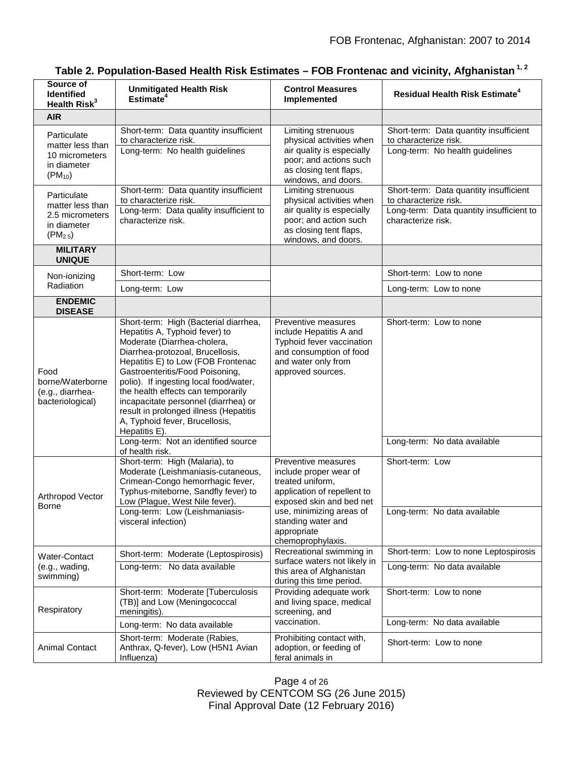**Table 2. Population-Based Health Risk Estimates – FOB Frontenac and vicinity, Afghanistan [1, 2]**

| Source of Identified Health Risk[3] | Unmitigated Health Risk Estimate[4] | Control Measures Implemented | Residual Health Risk Estimate[4] |
|---|---|---|---|
| **AIR** | | | |
| Particulate matter less than 10 micrometers in diameter ($PM_{10}$) | Short-term: Data quantity insufficient to characterize risk. | Limiting strenuous physical activities when air quality is especially poor; and actions such as closing tent flaps, windows, and doors. | Short-term: Data quantity insufficient to characterize risk. |
| | Long-term: No health guidelines | | Long-term: No health guidelines |
| Particulate matter less than 2.5 micrometers in diameter ($PM_{2.5}$) | Short-term: Data quantity insufficient to characterize risk. | Limiting strenuous physical activities when air quality is especially poor; and action such as closing tent flaps, windows, and doors. | Short-term: Data quantity insufficient to characterize risk. |
| | Long-term: Data quality insufficient to characterize risk. | | Long-term: Data quantity insufficient to characterize risk. |
| **MILITARY UNIQUE** | | | |
| Non-ionizing Radiation | Short-term: Low | | Short-term: Low to none |
| | Long-term: Low | | Long-term: Low to none |
| **ENDEMIC DISEASE** | | | |
| Food borne/Waterborne (e.g., diarrhea-bacteriological) | Short-term: High (Bacterial diarrhea, Hepatitis A, Typhoid fever) to Moderate (Diarrhea-cholera, Diarrhea-protozoal, Brucellosis, Hepatitis E) to Low (FOB Frontenac Gastroenteritis/Food Poisoning, polio). If ingesting local food/water, the health effects can temporarily incapacitate personnel (diarrhea) or result in prolonged illness (Hepatitis A, Typhoid fever, Brucellosis, Hepatitis E). | Preventive measures include Hepatitis A and Typhoid fever vaccination and consumption of food and water only from approved sources. | Short-term: Low to none |
| | Long-term: Not an identified source of health risk. | | Long-term: No data available |
| Arthropod Vector Borne | Short-term: High (Malaria), to Moderate (Leishmaniasis-cutaneous, Crimean-Congo hemorrhagic fever, Typhus-miteborne, Sandfly fever) to Low (Plague, West Nile fever). | Preventive measures include proper wear of treated uniform, application of repellent to exposed skin and bed net use, minimizing areas of standing water and appropriate chemoprophylaxis. | Short-term: Low |
| | Long-term: Low (Leishmaniasis-visceral infection) | | Long-term: No data available |
| Water-Contact (e.g., wading, swimming) | Short-term: Moderate (Leptospirosis) | Recreational swimming in surface waters not likely in this area of Afghanistan during this time period. | Short-term: Low to none Leptospirosis |
| | Long-term: No data available | | Long-term: No data available |
| Respiratory | Short-term: Moderate [Tuberculosis (TB)] and Low (Meningococcal meningitis). | Providing adequate work and living space, medical screening, and vaccination. | Short-term: Low to none |
| | Long-term: No data available | | Long-term: No data available |
| Animal Contact | Short-term: Moderate (Rabies, Anthrax, Q-fever), Low (H5N1 Avian Influenza) | Prohibiting contact with, adoption, or feeding of feral animals in | Short-term: Low to none |

Reviewed by CENTCOM SG (26 June 2015)
Final Approval Date (12 February 2016)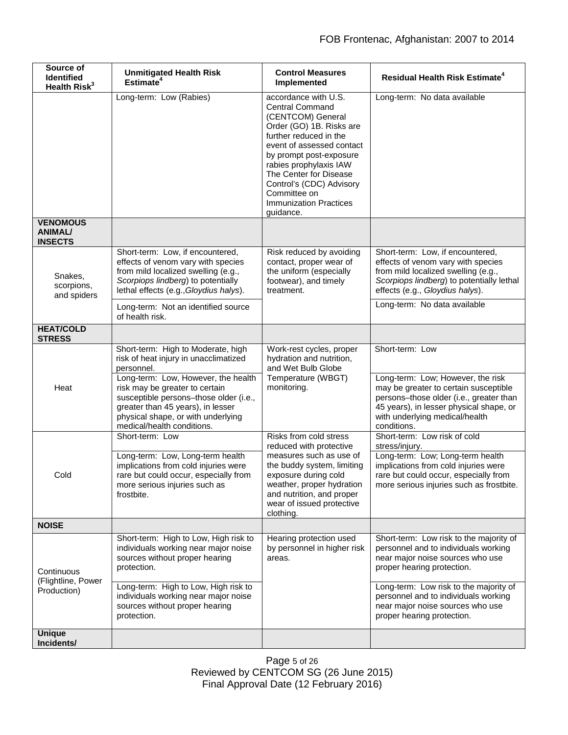| Source of Identified Health Risk[3] | Unmitigated Health Risk Estimate[4] | Control Measures Implemented | Residual Health Risk Estimate[4] |
|---|---|---|---|
| | Long-term: Low (Rabies) | accordance with U.S. Central Command (CENTCOM) General Order (GO) 1B. Risks are further reduced in the event of assessed contact by prompt post-exposure rabies prophylaxis IAW The Center for Disease Control's (CDC) Advisory Committee on Immunization Practices guidance. | Long-term: No data available |
| **VENOMOUS ANIMAL/ INSECTS** | | | |
| Snakes, scorpions, and spiders | Short-term: Low, if encountered, effects of venom vary with species from mild localized swelling (e.g., *Scorpiops lindberg*) to potentially lethal effects (e.g.,*Gloydius halys*). | Risk reduced by avoiding contact, proper wear of the uniform (especially footwear), and timely treatment. | Short-term: Low, if encountered, effects of venom vary with species from mild localized swelling (e.g., *Scorpiops lindberg*) to potentially lethal effects (e.g., *Gloydius halys*). |
| | Long-term: Not an identified source of health risk. | | Long-term: No data available |
| **HEAT/COLD STRESS** | | | |
| Heat | Short-term: High to Moderate, high risk of heat injury in unacclimatized personnel. | Work-rest cycles, proper hydration and nutrition, and Wet Bulb Globe Temperature (WBGT) monitoring. | Short-term: Low |
| | Long-term: Low, However, the health risk may be greater to certain susceptible persons–those older (i.e., greater than 45 years), in lesser physical shape, or with underlying medical/health conditions. | | Long-term: Low; However, the risk may be greater to certain susceptible persons–those older (i.e., greater than 45 years), in lesser physical shape, or with underlying medical/health conditions. |
| Cold | Short-term: Low | Risks from cold stress reduced with protective measures such as use of the buddy system, limiting exposure during cold weather, proper hydration and nutrition, and proper wear of issued protective clothing. | Short-term: Low risk of cold stress/injury. |
| | Long-term: Low, Long-term health implications from cold injuries were rare but could occur, especially from more serious injuries such as frostbite. | | Long-term: Low; Long-term health implications from cold injuries were rare but could occur, especially from more serious injuries such as frostbite. |
| **NOISE** | | | |
| Continuous (Flightline, Power Production) | Short-term: High to Low, High risk to individuals working near major noise sources without proper hearing protection. | Hearing protection used by personnel in higher risk areas. | Short-term: Low risk to the majority of personnel and to individuals working near major noise sources who use proper hearing protection. |
| | Long-term: High to Low, High risk to individuals working near major noise sources without proper hearing protection. | | Long-term: Low risk to the majority of personnel and to individuals working near major noise sources who use proper hearing protection. |
| **Unique Incidents/** | | | |

Reviewed by CENTCOM SG (26 June 2015)
Final Approval Date (12 February 2016)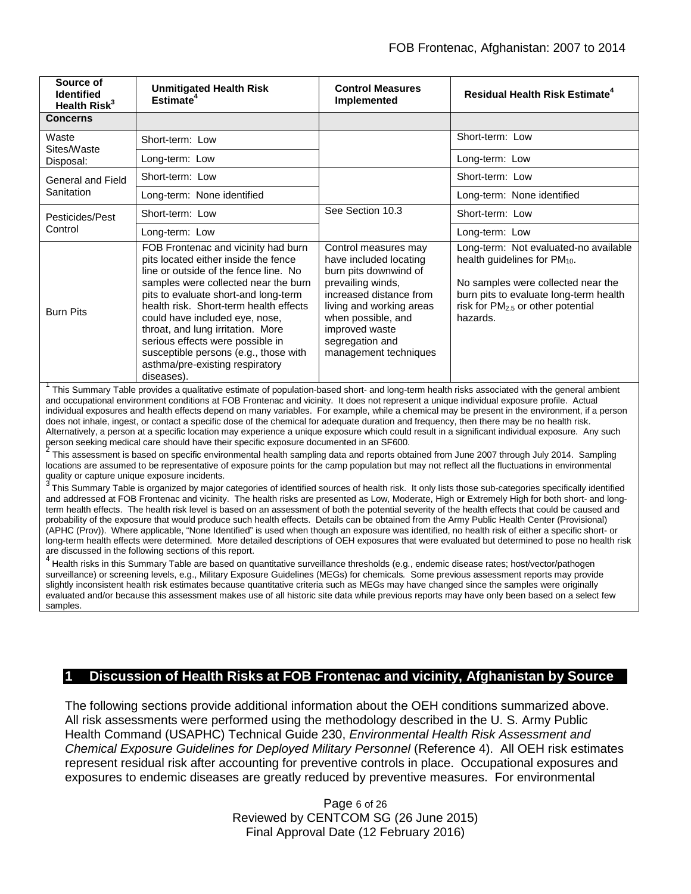| Source of Identified Health Risk[3] | Unmitigated Health Risk Estimate[4] | Control Measures Implemented | Residual Health Risk Estimate[4] |
|---|---|---|---|
| **Concerns** | | | |
| Waste Sites/Waste Disposal: | Short-term: Low | | Short-term: Low |
| | Long-term: Low | | Long-term: Low |
| General and Field Sanitation | Short-term: Low | | Short-term: Low |
| | Long-term: None identified | | Long-term: None identified |
| Pesticides/Pest Control | Short-term: Low | See Section 10.3 | Short-term: Low |
| | Long-term: Low | | Long-term: Low |
| Burn Pits | FOB Frontenac and vicinity had burn pits located either inside the fence line or outside of the fence line. No samples were collected near the burn pits to evaluate short-and long-term health risk. Short-term health effects could have included eye, nose, throat, and lung irritation. More serious effects were possible in susceptible persons (e.g., those with asthma/pre-existing respiratory diseases). | Control measures may have included locating burn pits downwind of prevailing winds, increased distance from living and working areas when possible, and improved waste segregation and management techniques | Long-term: Not evaluated-no available health guidelines for $PM_{10}$.<br><br>No samples were collected near the burn pits to evaluate long-term health risk for $PM_{2.5}$ or other potential hazards. |

[1] This Summary Table provides a qualitative estimate of population-based short- and long-term health risks associated with the general ambient and occupational environment conditions at FOB Frontenac and vicinity. It does not represent a unique individual exposure profile. Actual individual exposures and health effects depend on many variables. For example, while a chemical may be present in the environment, if a person does not inhale, ingest, or contact a specific dose of the chemical for adequate duration and frequency, then there may be no health risk. Alternatively, a person at a specific location may experience a unique exposure which could result in a significant individual exposure. Any such person seeking medical care should have their specific exposure documented in an SF600.

[2] This assessment is based on specific environmental health sampling data and reports obtained from June 2007 through July 2014. Sampling locations are assumed to be representative of exposure points for the camp population but may not reflect all the fluctuations in environmental quality or capture unique exposure incidents.

[3] This Summary Table is organized by major categories of identified sources of health risk. It only lists those sub-categories specifically identified and addressed at FOB Frontenac and vicinity. The health risks are presented as Low, Moderate, High or Extremely High for both short- and long-term health effects. The health risk level is based on an assessment of both the potential severity of the health effects that could be caused and probability of the exposure that would produce such health effects. Details can be obtained from the Army Public Health Center (Provisional) (APHC (Prov)). Where applicable, "None Identified" is used when though an exposure was identified, no health risk of either a specific short- or long-term health effects were determined. More detailed descriptions of OEH exposures that were evaluated but determined to pose no health risk are discussed in the following sections of this report.

[4] Health risks in this Summary Table are based on quantitative surveillance thresholds (e.g., endemic disease rates; host/vector/pathogen surveillance) or screening levels, e.g., Military Exposure Guidelines (MEGs) for chemicals*.* Some previous assessment reports may provide slightly inconsistent health risk estimates because quantitative criteria such as MEGs may have changed since the samples were originally evaluated and/or because this assessment makes use of all historic site data while previous reports may have only been based on a select few samples.

# 1 Discussion of Health Risks at FOB Frontenac and vicinity, Afghanistan by Source

The following sections provide additional information about the OEH conditions summarized above. All risk assessments were performed using the methodology described in the U. S. Army Public Health Command (USAPHC) Technical Guide 230, *Environmental Health Risk Assessment and Chemical Exposure Guidelines for Deployed Military Personnel* (Reference 4). All OEH risk estimates represent residual risk after accounting for preventive controls in place. Occupational exposures and exposures to endemic diseases are greatly reduced by preventive measures. For environmental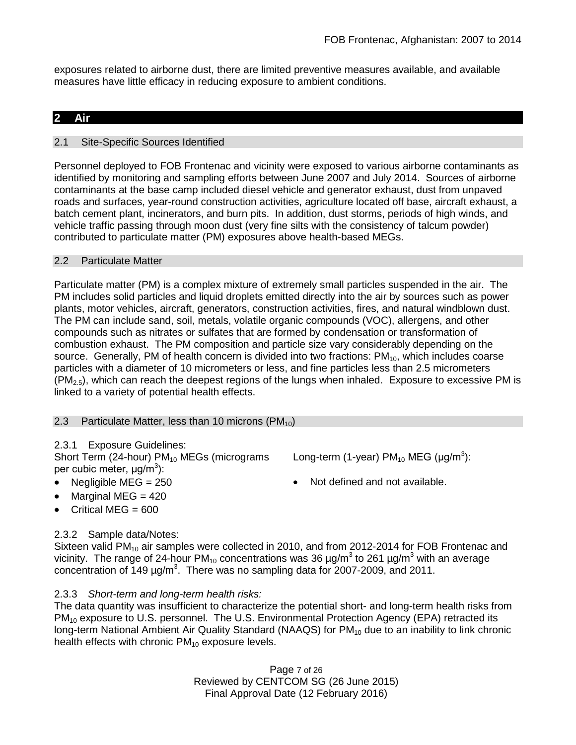exposures related to airborne dust, there are limited preventive measures available, and available measures have little efficacy in reducing exposure to ambient conditions.

## 2 Air

### 2.1 Site-Specific Sources Identified

Personnel deployed to FOB Frontenac and vicinity were exposed to various airborne contaminants as identified by monitoring and sampling efforts between June 2007 and July 2014. Sources of airborne contaminants at the base camp included diesel vehicle and generator exhaust, dust from unpaved roads and surfaces, year-round construction activities, agriculture located off base, aircraft exhaust, a batch cement plant, incinerators, and burn pits. In addition, dust storms, periods of high winds, and vehicle traffic passing through moon dust (very fine silts with the consistency of talcum powder) contributed to particulate matter (PM) exposures above health-based MEGs.

### 2.2 Particulate Matter

Particulate matter (PM) is a complex mixture of extremely small particles suspended in the air. The PM includes solid particles and liquid droplets emitted directly into the air by sources such as power plants, motor vehicles, aircraft, generators, construction activities, fires, and natural windblown dust. The PM can include sand, soil, metals, volatile organic compounds (VOC), allergens, and other compounds such as nitrates or sulfates that are formed by condensation or transformation of combustion exhaust. The PM composition and particle size vary considerably depending on the source. Generally, PM of health concern is divided into two fractions: $PM_{10}$, which includes coarse particles with a diameter of 10 micrometers or less, and fine particles less than 2.5 micrometers ($PM_{2.5}$), which can reach the deepest regions of the lungs when inhaled. Exposure to excessive PM is linked to a variety of potential health effects.

### 2.3 Particulate Matter, less than 10 microns ($PM_{10}$)

2.3.1 Exposure Guidelines:

Short Term (24-hour) $PM_{10}$ MEGs (micrograms per cubic meter, $\mu g/m^3$):

- Negligible MEG = 250
- Marginal MEG = 420
- Critical MEG = 600

Long-term (1-year) $PM_{10}$ MEG ($\mu g/m^3$):

- Not defined and not available.

2.3.2 Sample data/Notes:

Sixteen valid $PM_{10}$ air samples were collected in 2010, and from 2012-2014 for FOB Frontenac and vicinity. The range of 24-hour $PM_{10}$ concentrations was 36 $\mu g/m^3$ to 261 $\mu g/m^3$ with an average concentration of 149 $\mu g/m^3$. There was no sampling data for 2007-2009, and 2011.

2.3.3 *Short-term and long-term health risks:*

The data quantity was insufficient to characterize the potential short- and long-term health risks from $PM_{10}$ exposure to U.S. personnel. The U.S. Environmental Protection Agency (EPA) retracted its long-term National Ambient Air Quality Standard (NAAQS) for $PM_{10}$ due to an inability to link chronic health effects with chronic $PM_{10}$ exposure levels.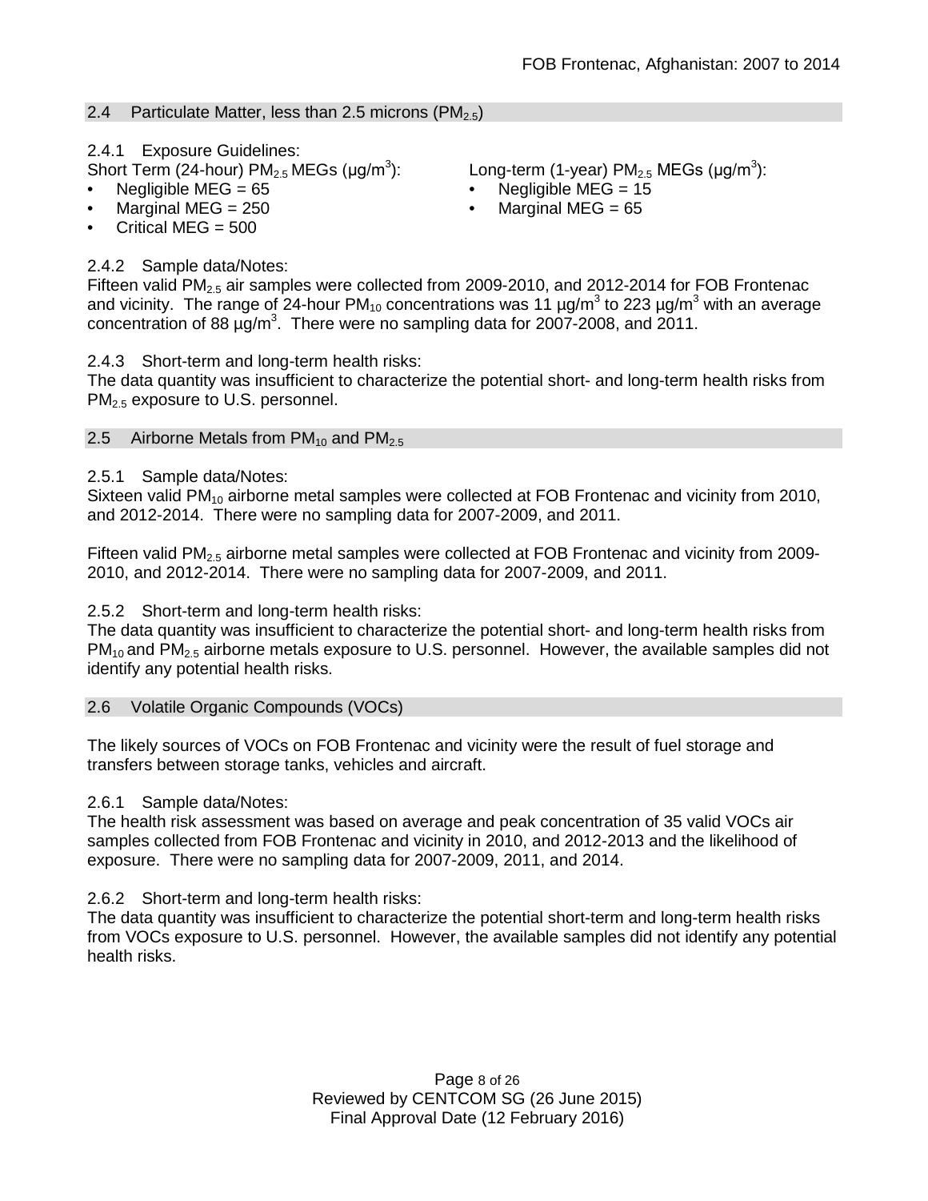## 2.4 Particulate Matter, less than 2.5 microns ($PM_{2.5}$)

### 2.4.1 Exposure Guidelines:

Short Term (24-hour) $PM_{2.5}$ MEGs (μg/m$^3$):

- Negligible MEG = 65
- Marginal MEG = 250
- Critical MEG = 500

Long-term (1-year) $PM_{2.5}$ MEGs (μg/m$^3$):

- Negligible MEG = 15
- Marginal MEG = 65

### 2.4.2 Sample data/Notes:

Fifteen valid $PM_{2.5}$ air samples were collected from 2009-2010, and 2012-2014 for FOB Frontenac and vicinity. The range of 24-hour $PM_{10}$ concentrations was 11 μg/m$^3$ to 223 μg/m$^3$ with an average concentration of 88 μg/m$^3$. There were no sampling data for 2007-2008, and 2011.

### 2.4.3 Short-term and long-term health risks:

The data quantity was insufficient to characterize the potential short- and long-term health risks from $PM_{2.5}$ exposure to U.S. personnel.

## 2.5 Airborne Metals from $PM_{10}$ and $PM_{2.5}$

### 2.5.1 Sample data/Notes:

Sixteen valid $PM_{10}$ airborne metal samples were collected at FOB Frontenac and vicinity from 2010, and 2012-2014. There were no sampling data for 2007-2009, and 2011.

Fifteen valid $PM_{2.5}$ airborne metal samples were collected at FOB Frontenac and vicinity from 2009-2010, and 2012-2014. There were no sampling data for 2007-2009, and 2011.

### 2.5.2 Short-term and long-term health risks:

The data quantity was insufficient to characterize the potential short- and long-term health risks from $PM_{10}$ and $PM_{2.5}$ airborne metals exposure to U.S. personnel. However, the available samples did not identify any potential health risks.

## 2.6 Volatile Organic Compounds (VOCs)

The likely sources of VOCs on FOB Frontenac and vicinity were the result of fuel storage and transfers between storage tanks, vehicles and aircraft.

### 2.6.1 Sample data/Notes:

The health risk assessment was based on average and peak concentration of 35 valid VOCs air samples collected from FOB Frontenac and vicinity in 2010, and 2012-2013 and the likelihood of exposure. There were no sampling data for 2007-2009, 2011, and 2014.

### 2.6.2 Short-term and long-term health risks:

The data quantity was insufficient to characterize the potential short-term and long-term health risks from VOCs exposure to U.S. personnel. However, the available samples did not identify any potential health risks.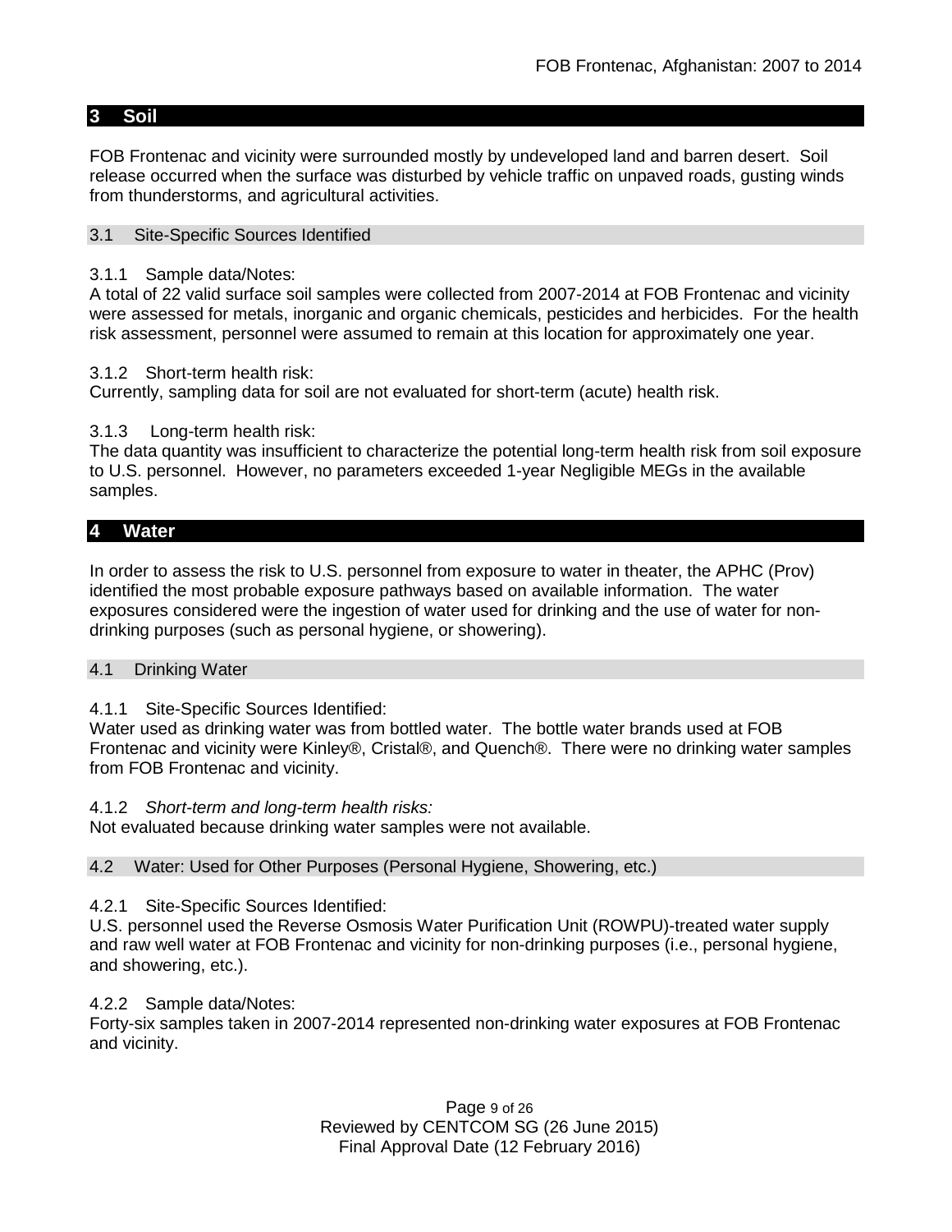## 3 Soil

FOB Frontenac and vicinity were surrounded mostly by undeveloped land and barren desert. Soil release occurred when the surface was disturbed by vehicle traffic on unpaved roads, gusting winds from thunderstorms, and agricultural activities.

### 3.1 Site-Specific Sources Identified

3.1.1 Sample data/Notes:
A total of 22 valid surface soil samples were collected from 2007-2014 at FOB Frontenac and vicinity were assessed for metals, inorganic and organic chemicals, pesticides and herbicides. For the health risk assessment, personnel were assumed to remain at this location for approximately one year.

3.1.2 Short-term health risk:
Currently, sampling data for soil are not evaluated for short-term (acute) health risk.

3.1.3 Long-term health risk:
The data quantity was insufficient to characterize the potential long-term health risk from soil exposure to U.S. personnel. However, no parameters exceeded 1-year Negligible MEGs in the available samples.

## 4 Water

In order to assess the risk to U.S. personnel from exposure to water in theater, the APHC (Prov) identified the most probable exposure pathways based on available information. The water exposures considered were the ingestion of water used for drinking and the use of water for non-drinking purposes (such as personal hygiene, or showering).

### 4.1 Drinking Water

4.1.1 Site-Specific Sources Identified:
Water used as drinking water was from bottled water. The bottle water brands used at FOB Frontenac and vicinity were Kinley®, Cristal®, and Quench®. There were no drinking water samples from FOB Frontenac and vicinity.

4.1.2 *Short-term and long-term health risks:*
Not evaluated because drinking water samples were not available.

### 4.2 Water: Used for Other Purposes (Personal Hygiene, Showering, etc.)

4.2.1 Site-Specific Sources Identified:
U.S. personnel used the Reverse Osmosis Water Purification Unit (ROWPU)-treated water supply and raw well water at FOB Frontenac and vicinity for non-drinking purposes (i.e., personal hygiene, and showering, etc.).

4.2.2 Sample data/Notes:
Forty-six samples taken in 2007-2014 represented non-drinking water exposures at FOB Frontenac and vicinity.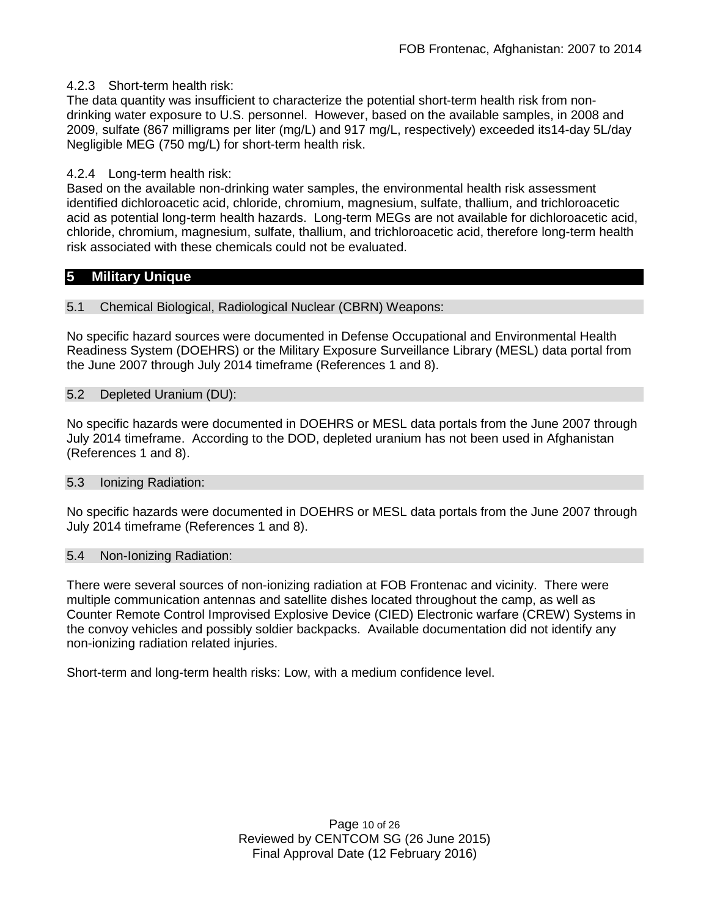#### 4.2.3 Short-term health risk:

The data quantity was insufficient to characterize the potential short-term health risk from non-drinking water exposure to U.S. personnel. However, based on the available samples, in 2008 and 2009, sulfate (867 milligrams per liter (mg/L) and 917 mg/L, respectively) exceeded its14-day 5L/day Negligible MEG (750 mg/L) for short-term health risk.

#### 4.2.4 Long-term health risk:

Based on the available non-drinking water samples, the environmental health risk assessment identified dichloroacetic acid, chloride, chromium, magnesium, sulfate, thallium, and trichloroacetic acid as potential long-term health hazards. Long-term MEGs are not available for dichloroacetic acid, chloride, chromium, magnesium, sulfate, thallium, and trichloroacetic acid, therefore long-term health risk associated with these chemicals could not be evaluated.

## 5 Military Unique

### 5.1 Chemical Biological, Radiological Nuclear (CBRN) Weapons:

No specific hazard sources were documented in Defense Occupational and Environmental Health Readiness System (DOEHRS) or the Military Exposure Surveillance Library (MESL) data portal from the June 2007 through July 2014 timeframe (References 1 and 8).

### 5.2 Depleted Uranium (DU):

No specific hazards were documented in DOEHRS or MESL data portals from the June 2007 through July 2014 timeframe. According to the DOD, depleted uranium has not been used in Afghanistan (References 1 and 8).

### 5.3 Ionizing Radiation:

No specific hazards were documented in DOEHRS or MESL data portals from the June 2007 through July 2014 timeframe (References 1 and 8).

### 5.4 Non-Ionizing Radiation:

There were several sources of non-ionizing radiation at FOB Frontenac and vicinity. There were multiple communication antennas and satellite dishes located throughout the camp, as well as Counter Remote Control Improvised Explosive Device (CIED) Electronic warfare (CREW) Systems in the convoy vehicles and possibly soldier backpacks. Available documentation did not identify any non-ionizing radiation related injuries.

Short-term and long-term health risks: Low, with a medium confidence level.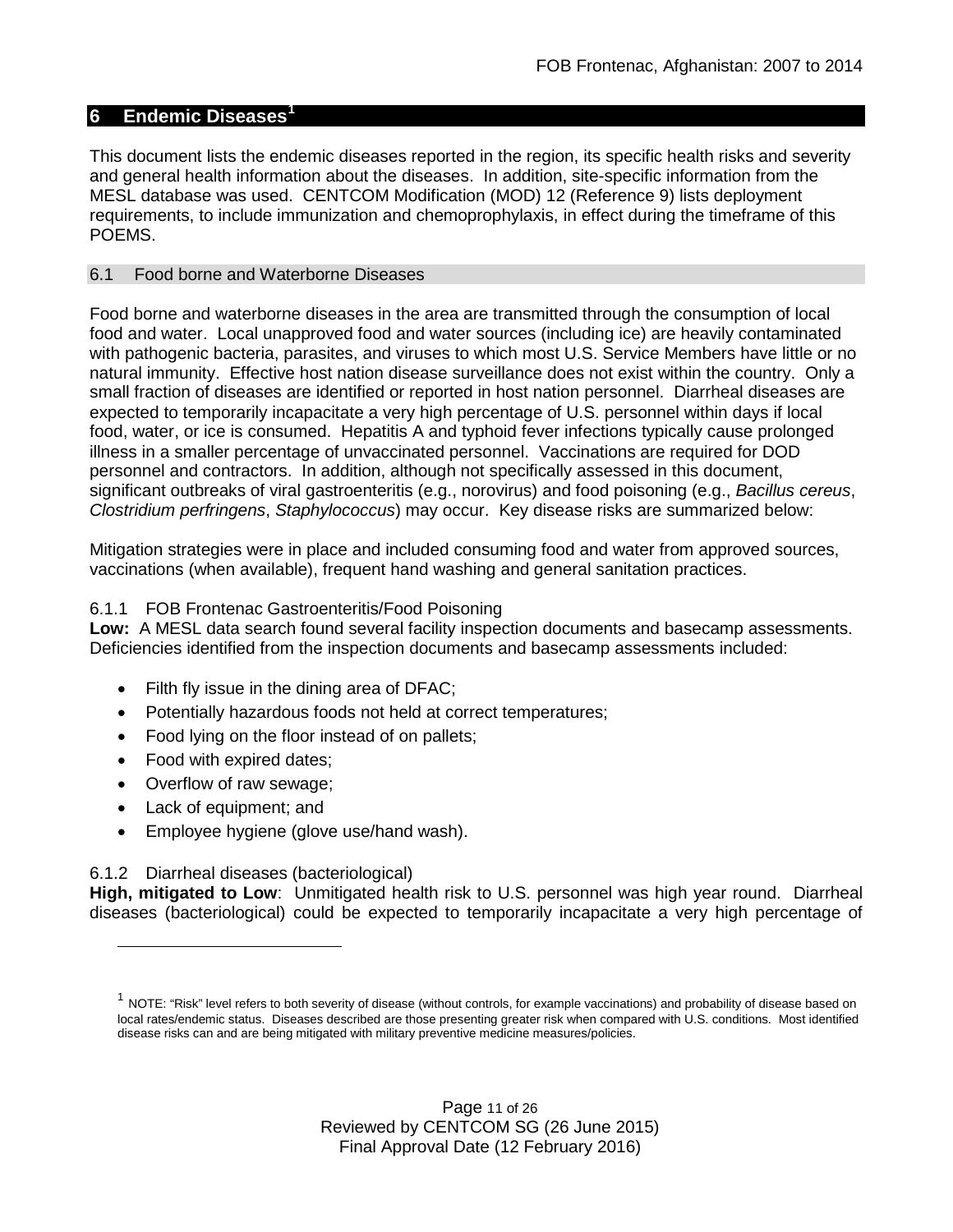## 6 Endemic Diseases[1]

This document lists the endemic diseases reported in the region, its specific health risks and severity and general health information about the diseases. In addition, site-specific information from the MESL database was used. CENTCOM Modification (MOD) 12 (Reference 9) lists deployment requirements, to include immunization and chemoprophylaxis, in effect during the timeframe of this POEMS.

### 6.1 Food borne and Waterborne Diseases

Food borne and waterborne diseases in the area are transmitted through the consumption of local food and water. Local unapproved food and water sources (including ice) are heavily contaminated with pathogenic bacteria, parasites, and viruses to which most U.S. Service Members have little or no natural immunity. Effective host nation disease surveillance does not exist within the country. Only a small fraction of diseases are identified or reported in host nation personnel. Diarrheal diseases are expected to temporarily incapacitate a very high percentage of U.S. personnel within days if local food, water, or ice is consumed. Hepatitis A and typhoid fever infections typically cause prolonged illness in a smaller percentage of unvaccinated personnel. Vaccinations are required for DOD personnel and contractors. In addition, although not specifically assessed in this document, significant outbreaks of viral gastroenteritis (e.g., norovirus) and food poisoning (e.g., *Bacillus cereus*, *Clostridium perfringens*, *Staphylococcus*) may occur. Key disease risks are summarized below:

Mitigation strategies were in place and included consuming food and water from approved sources, vaccinations (when available), frequent hand washing and general sanitation practices.

#### 6.1.1 FOB Frontenac Gastroenteritis/Food Poisoning

**Low:** A MESL data search found several facility inspection documents and basecamp assessments. Deficiencies identified from the inspection documents and basecamp assessments included:

- Filth fly issue in the dining area of DFAC;
- Potentially hazardous foods not held at correct temperatures;
- Food lying on the floor instead of on pallets;
- Food with expired dates;
- Overflow of raw sewage;
- Lack of equipment; and
- Employee hygiene (glove use/hand wash).

#### 6.1.2 Diarrheal diseases (bacteriological)

**High, mitigated to Low**: Unmitigated health risk to U.S. personnel was high year round. Diarrheal diseases (bacteriological) could be expected to temporarily incapacitate a very high percentage of

[1] NOTE: "Risk" level refers to both severity of disease (without controls, for example vaccinations) and probability of disease based on local rates/endemic status. Diseases described are those presenting greater risk when compared with U.S. conditions. Most identified disease risks can and are being mitigated with military preventive medicine measures/policies.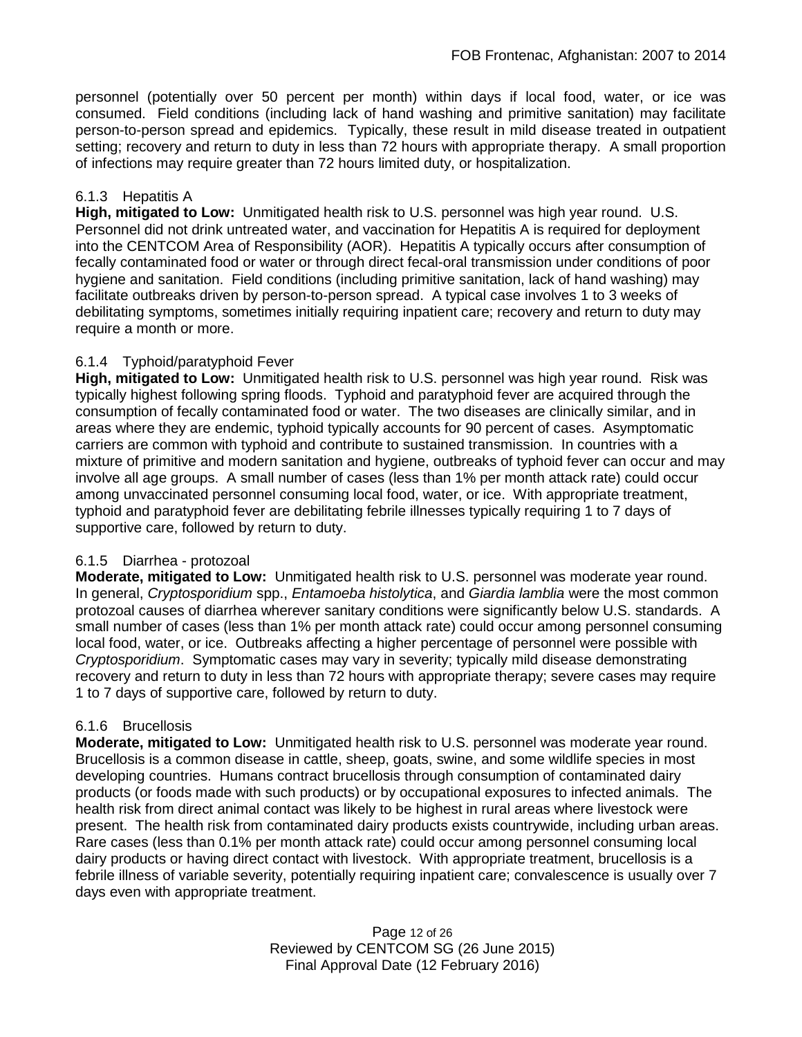personnel (potentially over 50 percent per month) within days if local food, water, or ice was consumed. Field conditions (including lack of hand washing and primitive sanitation) may facilitate person-to-person spread and epidemics. Typically, these result in mild disease treated in outpatient setting; recovery and return to duty in less than 72 hours with appropriate therapy. A small proportion of infections may require greater than 72 hours limited duty, or hospitalization.

#### 6.1.3 Hepatitis A

**High, mitigated to Low:** Unmitigated health risk to U.S. personnel was high year round. U.S. Personnel did not drink untreated water, and vaccination for Hepatitis A is required for deployment into the CENTCOM Area of Responsibility (AOR). Hepatitis A typically occurs after consumption of fecally contaminated food or water or through direct fecal-oral transmission under conditions of poor hygiene and sanitation. Field conditions (including primitive sanitation, lack of hand washing) may facilitate outbreaks driven by person-to-person spread. A typical case involves 1 to 3 weeks of debilitating symptoms, sometimes initially requiring inpatient care; recovery and return to duty may require a month or more.

#### 6.1.4 Typhoid/paratyphoid Fever

**High, mitigated to Low:** Unmitigated health risk to U.S. personnel was high year round. Risk was typically highest following spring floods. Typhoid and paratyphoid fever are acquired through the consumption of fecally contaminated food or water. The two diseases are clinically similar, and in areas where they are endemic, typhoid typically accounts for 90 percent of cases. Asymptomatic carriers are common with typhoid and contribute to sustained transmission. In countries with a mixture of primitive and modern sanitation and hygiene, outbreaks of typhoid fever can occur and may involve all age groups. A small number of cases (less than 1% per month attack rate) could occur among unvaccinated personnel consuming local food, water, or ice. With appropriate treatment, typhoid and paratyphoid fever are debilitating febrile illnesses typically requiring 1 to 7 days of supportive care, followed by return to duty.

#### 6.1.5 Diarrhea - protozoal

**Moderate, mitigated to Low:** Unmitigated health risk to U.S. personnel was moderate year round. In general, *Cryptosporidium* spp., *Entamoeba histolytica*, and *Giardia lamblia* were the most common protozoal causes of diarrhea wherever sanitary conditions were significantly below U.S. standards. A small number of cases (less than 1% per month attack rate) could occur among personnel consuming local food, water, or ice. Outbreaks affecting a higher percentage of personnel were possible with *Cryptosporidium*. Symptomatic cases may vary in severity; typically mild disease demonstrating recovery and return to duty in less than 72 hours with appropriate therapy; severe cases may require 1 to 7 days of supportive care, followed by return to duty.

#### 6.1.6 Brucellosis

**Moderate, mitigated to Low:** Unmitigated health risk to U.S. personnel was moderate year round. Brucellosis is a common disease in cattle, sheep, goats, swine, and some wildlife species in most developing countries. Humans contract brucellosis through consumption of contaminated dairy products (or foods made with such products) or by occupational exposures to infected animals. The health risk from direct animal contact was likely to be highest in rural areas where livestock were present. The health risk from contaminated dairy products exists countrywide, including urban areas. Rare cases (less than 0.1% per month attack rate) could occur among personnel consuming local dairy products or having direct contact with livestock. With appropriate treatment, brucellosis is a febrile illness of variable severity, potentially requiring inpatient care; convalescence is usually over 7 days even with appropriate treatment.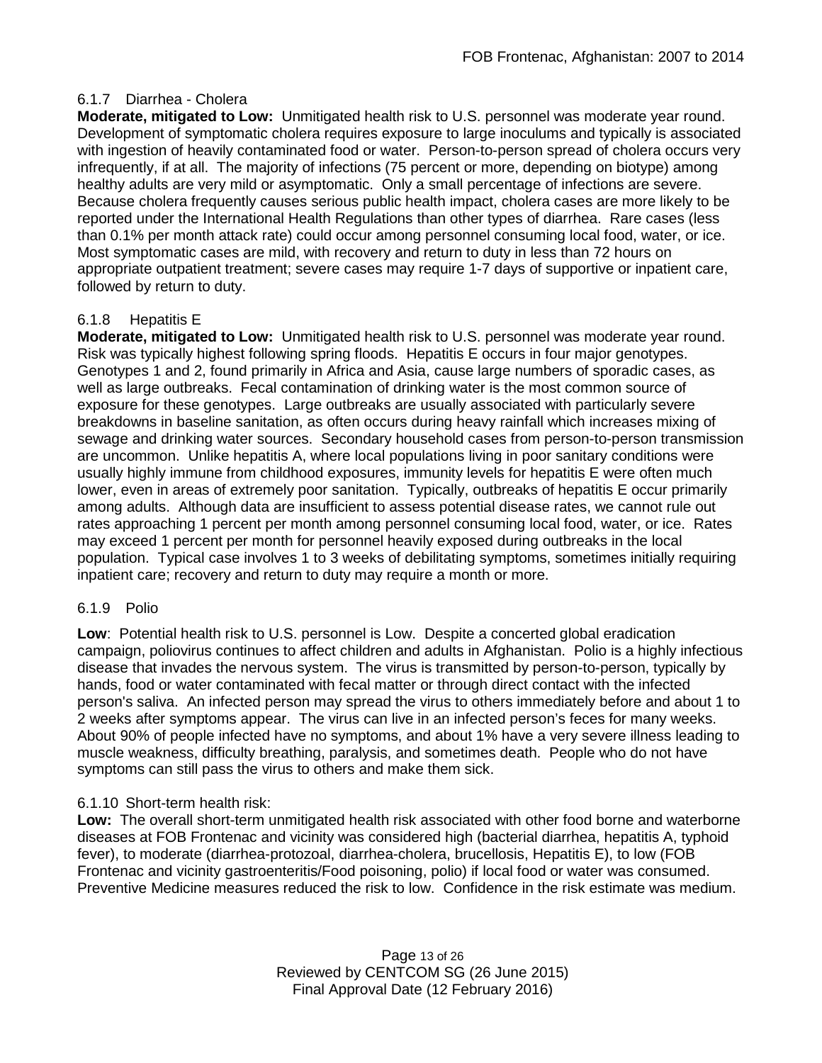### 6.1.7 Diarrhea - Cholera

**Moderate, mitigated to Low:** Unmitigated health risk to U.S. personnel was moderate year round. Development of symptomatic cholera requires exposure to large inoculums and typically is associated with ingestion of heavily contaminated food or water. Person-to-person spread of cholera occurs very infrequently, if at all. The majority of infections (75 percent or more, depending on biotype) among healthy adults are very mild or asymptomatic. Only a small percentage of infections are severe. Because cholera frequently causes serious public health impact, cholera cases are more likely to be reported under the International Health Regulations than other types of diarrhea. Rare cases (less than 0.1% per month attack rate) could occur among personnel consuming local food, water, or ice. Most symptomatic cases are mild, with recovery and return to duty in less than 72 hours on appropriate outpatient treatment; severe cases may require 1-7 days of supportive or inpatient care, followed by return to duty.

### 6.1.8 Hepatitis E

**Moderate, mitigated to Low:** Unmitigated health risk to U.S. personnel was moderate year round. Risk was typically highest following spring floods. Hepatitis E occurs in four major genotypes. Genotypes 1 and 2, found primarily in Africa and Asia, cause large numbers of sporadic cases, as well as large outbreaks. Fecal contamination of drinking water is the most common source of exposure for these genotypes. Large outbreaks are usually associated with particularly severe breakdowns in baseline sanitation, as often occurs during heavy rainfall which increases mixing of sewage and drinking water sources. Secondary household cases from person-to-person transmission are uncommon. Unlike hepatitis A, where local populations living in poor sanitary conditions were usually highly immune from childhood exposures, immunity levels for hepatitis E were often much lower, even in areas of extremely poor sanitation. Typically, outbreaks of hepatitis E occur primarily among adults. Although data are insufficient to assess potential disease rates, we cannot rule out rates approaching 1 percent per month among personnel consuming local food, water, or ice. Rates may exceed 1 percent per month for personnel heavily exposed during outbreaks in the local population. Typical case involves 1 to 3 weeks of debilitating symptoms, sometimes initially requiring inpatient care; recovery and return to duty may require a month or more.

### 6.1.9 Polio

**Low**: Potential health risk to U.S. personnel is Low. Despite a concerted global eradication campaign, poliovirus continues to affect children and adults in Afghanistan. Polio is a highly infectious disease that invades the nervous system. The virus is transmitted by person-to-person, typically by hands, food or water contaminated with fecal matter or through direct contact with the infected person's saliva. An infected person may spread the virus to others immediately before and about 1 to 2 weeks after symptoms appear. The virus can live in an infected person's feces for many weeks. About 90% of people infected have no symptoms, and about 1% have a very severe illness leading to muscle weakness, difficulty breathing, paralysis, and sometimes death. People who do not have symptoms can still pass the virus to others and make them sick.

### 6.1.10 Short-term health risk:

**Low:** The overall short-term unmitigated health risk associated with other food borne and waterborne diseases at FOB Frontenac and vicinity was considered high (bacterial diarrhea, hepatitis A, typhoid fever), to moderate (diarrhea-protozoal, diarrhea-cholera, brucellosis, Hepatitis E), to low (FOB Frontenac and vicinity gastroenteritis/Food poisoning, polio) if local food or water was consumed. Preventive Medicine measures reduced the risk to low. Confidence in the risk estimate was medium.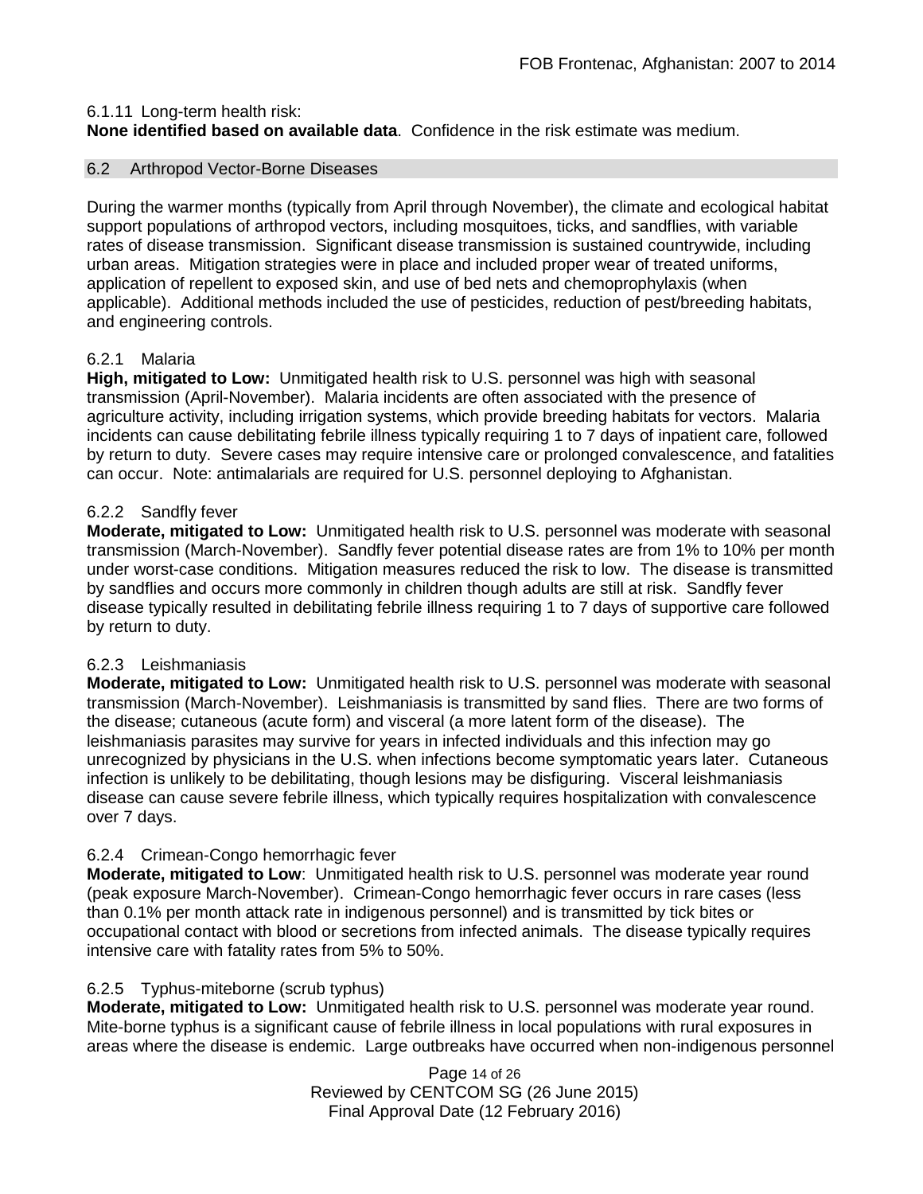6.1.11 Long-term health risk:

**None identified based on available data**. Confidence in the risk estimate was medium.

## 6.2 Arthropod Vector-Borne Diseases

During the warmer months (typically from April through November), the climate and ecological habitat support populations of arthropod vectors, including mosquitoes, ticks, and sandflies, with variable rates of disease transmission. Significant disease transmission is sustained countrywide, including urban areas. Mitigation strategies were in place and included proper wear of treated uniforms, application of repellent to exposed skin, and use of bed nets and chemoprophylaxis (when applicable). Additional methods included the use of pesticides, reduction of pest/breeding habitats, and engineering controls.

### 6.2.1 Malaria

**High, mitigated to Low:** Unmitigated health risk to U.S. personnel was high with seasonal transmission (April-November). Malaria incidents are often associated with the presence of agriculture activity, including irrigation systems, which provide breeding habitats for vectors. Malaria incidents can cause debilitating febrile illness typically requiring 1 to 7 days of inpatient care, followed by return to duty. Severe cases may require intensive care or prolonged convalescence, and fatalities can occur. Note: antimalarials are required for U.S. personnel deploying to Afghanistan.

### 6.2.2 Sandfly fever

**Moderate, mitigated to Low:** Unmitigated health risk to U.S. personnel was moderate with seasonal transmission (March-November). Sandfly fever potential disease rates are from 1% to 10% per month under worst-case conditions. Mitigation measures reduced the risk to low. The disease is transmitted by sandflies and occurs more commonly in children though adults are still at risk. Sandfly fever disease typically resulted in debilitating febrile illness requiring 1 to 7 days of supportive care followed by return to duty.

### 6.2.3 Leishmaniasis

**Moderate, mitigated to Low:** Unmitigated health risk to U.S. personnel was moderate with seasonal transmission (March-November). Leishmaniasis is transmitted by sand flies. There are two forms of the disease; cutaneous (acute form) and visceral (a more latent form of the disease). The leishmaniasis parasites may survive for years in infected individuals and this infection may go unrecognized by physicians in the U.S. when infections become symptomatic years later. Cutaneous infection is unlikely to be debilitating, though lesions may be disfiguring. Visceral leishmaniasis disease can cause severe febrile illness, which typically requires hospitalization with convalescence over 7 days.

### 6.2.4 Crimean-Congo hemorrhagic fever

**Moderate, mitigated to Low**: Unmitigated health risk to U.S. personnel was moderate year round (peak exposure March-November). Crimean-Congo hemorrhagic fever occurs in rare cases (less than 0.1% per month attack rate in indigenous personnel) and is transmitted by tick bites or occupational contact with blood or secretions from infected animals. The disease typically requires intensive care with fatality rates from 5% to 50%.

### 6.2.5 Typhus-miteborne (scrub typhus)

**Moderate, mitigated to Low:** Unmitigated health risk to U.S. personnel was moderate year round. Mite-borne typhus is a significant cause of febrile illness in local populations with rural exposures in areas where the disease is endemic. Large outbreaks have occurred when non-indigenous personnel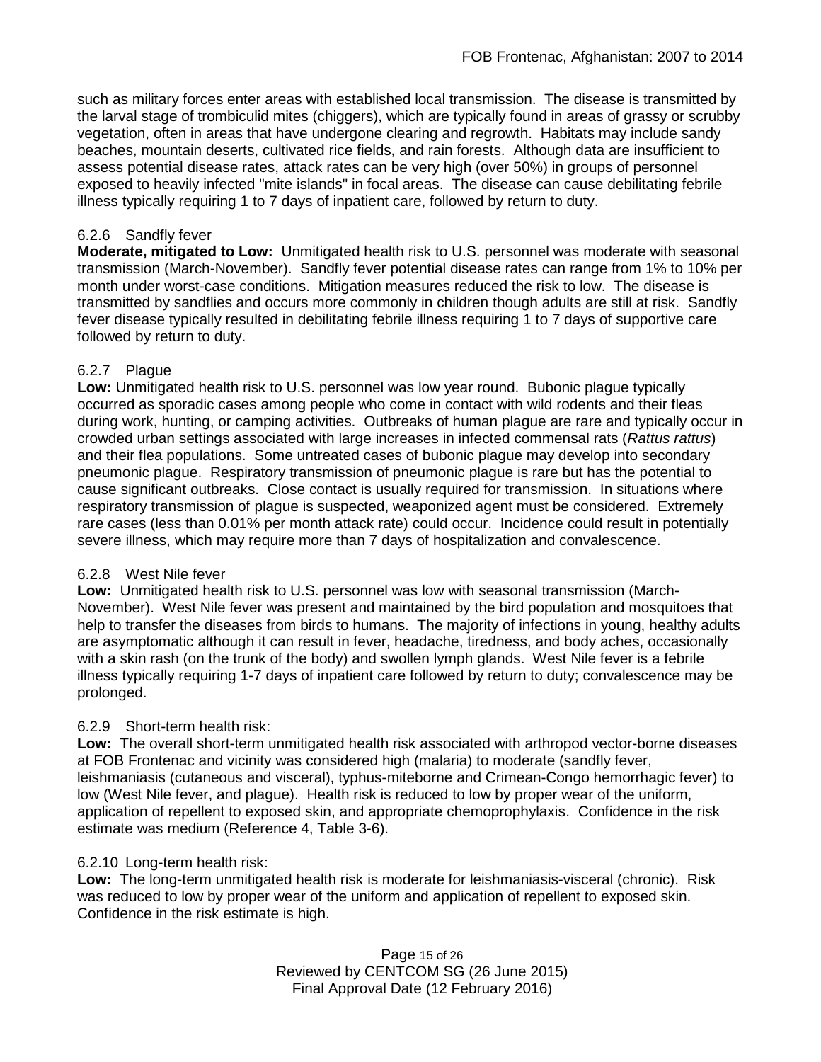such as military forces enter areas with established local transmission. The disease is transmitted by the larval stage of trombiculid mites (chiggers), which are typically found in areas of grassy or scrubby vegetation, often in areas that have undergone clearing and regrowth. Habitats may include sandy beaches, mountain deserts, cultivated rice fields, and rain forests. Although data are insufficient to assess potential disease rates, attack rates can be very high (over 50%) in groups of personnel exposed to heavily infected "mite islands" in focal areas. The disease can cause debilitating febrile illness typically requiring 1 to 7 days of inpatient care, followed by return to duty.

#### 6.2.6 Sandfly fever

**Moderate, mitigated to Low:** Unmitigated health risk to U.S. personnel was moderate with seasonal transmission (March-November). Sandfly fever potential disease rates can range from 1% to 10% per month under worst-case conditions. Mitigation measures reduced the risk to low. The disease is transmitted by sandflies and occurs more commonly in children though adults are still at risk. Sandfly fever disease typically resulted in debilitating febrile illness requiring 1 to 7 days of supportive care followed by return to duty.

#### 6.2.7 Plague

**Low:** Unmitigated health risk to U.S. personnel was low year round. Bubonic plague typically occurred as sporadic cases among people who come in contact with wild rodents and their fleas during work, hunting, or camping activities. Outbreaks of human plague are rare and typically occur in crowded urban settings associated with large increases in infected commensal rats (*Rattus rattus*) and their flea populations. Some untreated cases of bubonic plague may develop into secondary pneumonic plague. Respiratory transmission of pneumonic plague is rare but has the potential to cause significant outbreaks. Close contact is usually required for transmission. In situations where respiratory transmission of plague is suspected, weaponized agent must be considered. Extremely rare cases (less than 0.01% per month attack rate) could occur. Incidence could result in potentially severe illness, which may require more than 7 days of hospitalization and convalescence.

#### 6.2.8 West Nile fever

**Low:** Unmitigated health risk to U.S. personnel was low with seasonal transmission (March-November). West Nile fever was present and maintained by the bird population and mosquitoes that help to transfer the diseases from birds to humans. The majority of infections in young, healthy adults are asymptomatic although it can result in fever, headache, tiredness, and body aches, occasionally with a skin rash (on the trunk of the body) and swollen lymph glands. West Nile fever is a febrile illness typically requiring 1-7 days of inpatient care followed by return to duty; convalescence may be prolonged.

#### 6.2.9 Short-term health risk:

**Low:** The overall short-term unmitigated health risk associated with arthropod vector-borne diseases at FOB Frontenac and vicinity was considered high (malaria) to moderate (sandfly fever, leishmaniasis (cutaneous and visceral), typhus-miteborne and Crimean-Congo hemorrhagic fever) to low (West Nile fever, and plague). Health risk is reduced to low by proper wear of the uniform, application of repellent to exposed skin, and appropriate chemoprophylaxis. Confidence in the risk estimate was medium (Reference 4, Table 3-6).

#### 6.2.10 Long-term health risk:

**Low:** The long-term unmitigated health risk is moderate for leishmaniasis-visceral (chronic). Risk was reduced to low by proper wear of the uniform and application of repellent to exposed skin. Confidence in the risk estimate is high.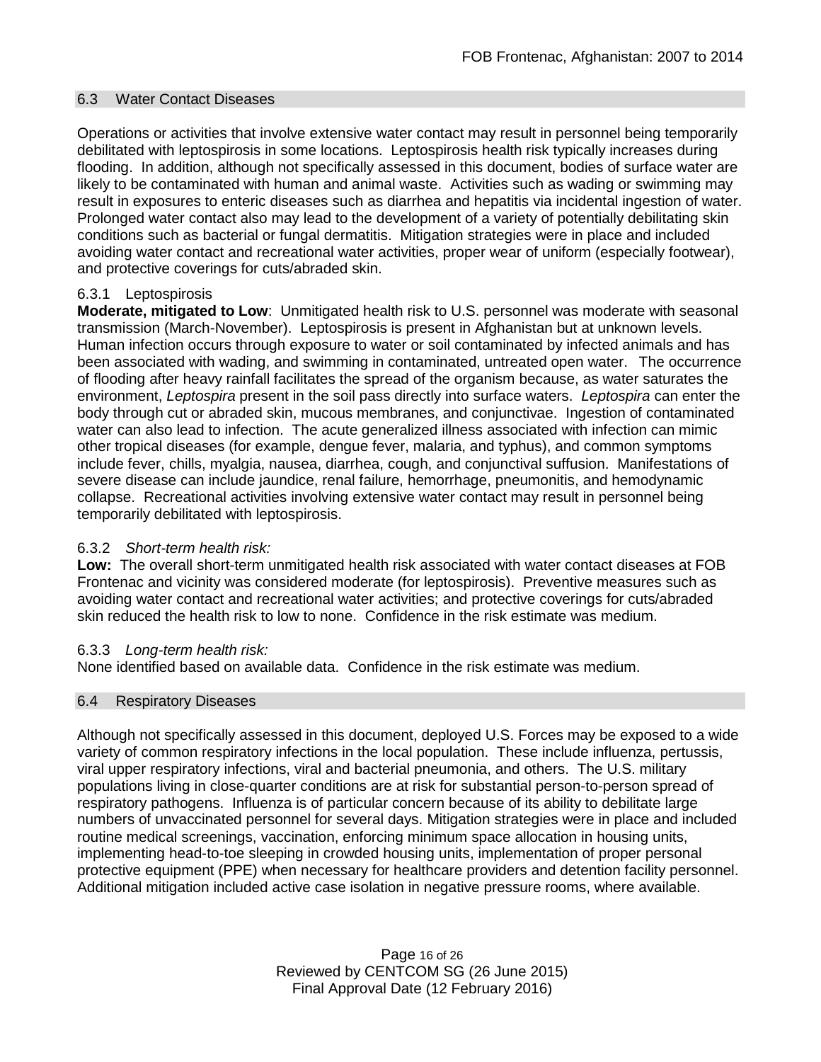## 6.3 Water Contact Diseases

Operations or activities that involve extensive water contact may result in personnel being temporarily debilitated with leptospirosis in some locations. Leptospirosis health risk typically increases during flooding. In addition, although not specifically assessed in this document, bodies of surface water are likely to be contaminated with human and animal waste. Activities such as wading or swimming may result in exposures to enteric diseases such as diarrhea and hepatitis via incidental ingestion of water. Prolonged water contact also may lead to the development of a variety of potentially debilitating skin conditions such as bacterial or fungal dermatitis. Mitigation strategies were in place and included avoiding water contact and recreational water activities, proper wear of uniform (especially footwear), and protective coverings for cuts/abraded skin.

### 6.3.1 Leptospirosis

**Moderate, mitigated to Low**: Unmitigated health risk to U.S. personnel was moderate with seasonal transmission (March-November). Leptospirosis is present in Afghanistan but at unknown levels. Human infection occurs through exposure to water or soil contaminated by infected animals and has been associated with wading, and swimming in contaminated, untreated open water. The occurrence of flooding after heavy rainfall facilitates the spread of the organism because, as water saturates the environment, *Leptospira* present in the soil pass directly into surface waters. *Leptospira* can enter the body through cut or abraded skin, mucous membranes, and conjunctivae. Ingestion of contaminated water can also lead to infection. The acute generalized illness associated with infection can mimic other tropical diseases (for example, dengue fever, malaria, and typhus), and common symptoms include fever, chills, myalgia, nausea, diarrhea, cough, and conjunctival suffusion. Manifestations of severe disease can include jaundice, renal failure, hemorrhage, pneumonitis, and hemodynamic collapse. Recreational activities involving extensive water contact may result in personnel being temporarily debilitated with leptospirosis.

### 6.3.2 *Short-term health risk:*

**Low:** The overall short-term unmitigated health risk associated with water contact diseases at FOB Frontenac and vicinity was considered moderate (for leptospirosis). Preventive measures such as avoiding water contact and recreational water activities; and protective coverings for cuts/abraded skin reduced the health risk to low to none. Confidence in the risk estimate was medium.

### 6.3.3 *Long-term health risk:*

None identified based on available data. Confidence in the risk estimate was medium.

## 6.4 Respiratory Diseases

Although not specifically assessed in this document, deployed U.S. Forces may be exposed to a wide variety of common respiratory infections in the local population. These include influenza, pertussis, viral upper respiratory infections, viral and bacterial pneumonia, and others. The U.S. military populations living in close-quarter conditions are at risk for substantial person-to-person spread of respiratory pathogens. Influenza is of particular concern because of its ability to debilitate large numbers of unvaccinated personnel for several days. Mitigation strategies were in place and included routine medical screenings, vaccination, enforcing minimum space allocation in housing units, implementing head-to-toe sleeping in crowded housing units, implementation of proper personal protective equipment (PPE) when necessary for healthcare providers and detention facility personnel. Additional mitigation included active case isolation in negative pressure rooms, where available.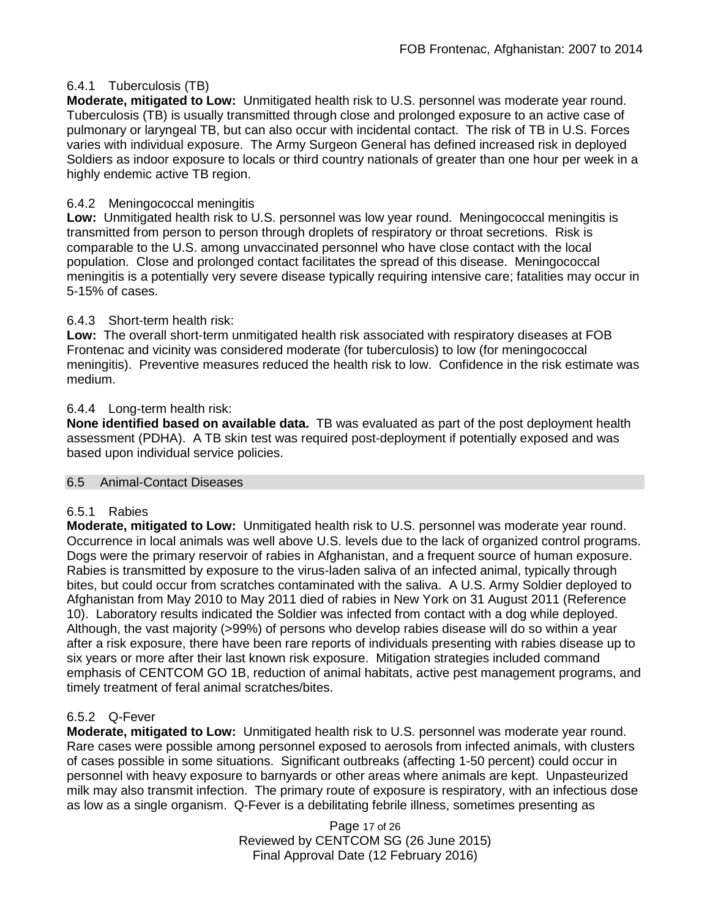#### 6.4.1 Tuberculosis (TB)

**Moderate, mitigated to Low:** Unmitigated health risk to U.S. personnel was moderate year round. Tuberculosis (TB) is usually transmitted through close and prolonged exposure to an active case of pulmonary or laryngeal TB, but can also occur with incidental contact. The risk of TB in U.S. Forces varies with individual exposure. The Army Surgeon General has defined increased risk in deployed Soldiers as indoor exposure to locals or third country nationals of greater than one hour per week in a highly endemic active TB region.

#### 6.4.2 Meningococcal meningitis

**Low:** Unmitigated health risk to U.S. personnel was low year round. Meningococcal meningitis is transmitted from person to person through droplets of respiratory or throat secretions. Risk is comparable to the U.S. among unvaccinated personnel who have close contact with the local population. Close and prolonged contact facilitates the spread of this disease. Meningococcal meningitis is a potentially very severe disease typically requiring intensive care; fatalities may occur in 5-15% of cases.

#### 6.4.3 Short-term health risk:

**Low:** The overall short-term unmitigated health risk associated with respiratory diseases at FOB Frontenac and vicinity was considered moderate (for tuberculosis) to low (for meningococcal meningitis). Preventive measures reduced the health risk to low. Confidence in the risk estimate was medium.

#### 6.4.4 Long-term health risk:

**None identified based on available data.** TB was evaluated as part of the post deployment health assessment (PDHA). A TB skin test was required post-deployment if potentially exposed and was based upon individual service policies.

### 6.5 Animal-Contact Diseases

#### 6.5.1 Rabies

**Moderate, mitigated to Low:** Unmitigated health risk to U.S. personnel was moderate year round. Occurrence in local animals was well above U.S. levels due to the lack of organized control programs. Dogs were the primary reservoir of rabies in Afghanistan, and a frequent source of human exposure. Rabies is transmitted by exposure to the virus-laden saliva of an infected animal, typically through bites, but could occur from scratches contaminated with the saliva. A U.S. Army Soldier deployed to Afghanistan from May 2010 to May 2011 died of rabies in New York on 31 August 2011 (Reference 10). Laboratory results indicated the Soldier was infected from contact with a dog while deployed. Although, the vast majority (>99%) of persons who develop rabies disease will do so within a year after a risk exposure, there have been rare reports of individuals presenting with rabies disease up to six years or more after their last known risk exposure. Mitigation strategies included command emphasis of CENTCOM GO 1B, reduction of animal habitats, active pest management programs, and timely treatment of feral animal scratches/bites.

#### 6.5.2 Q-Fever

**Moderate, mitigated to Low:** Unmitigated health risk to U.S. personnel was moderate year round. Rare cases were possible among personnel exposed to aerosols from infected animals, with clusters of cases possible in some situations. Significant outbreaks (affecting 1-50 percent) could occur in personnel with heavy exposure to barnyards or other areas where animals are kept. Unpasteurized milk may also transmit infection. The primary route of exposure is respiratory, with an infectious dose as low as a single organism. Q-Fever is a debilitating febrile illness, sometimes presenting as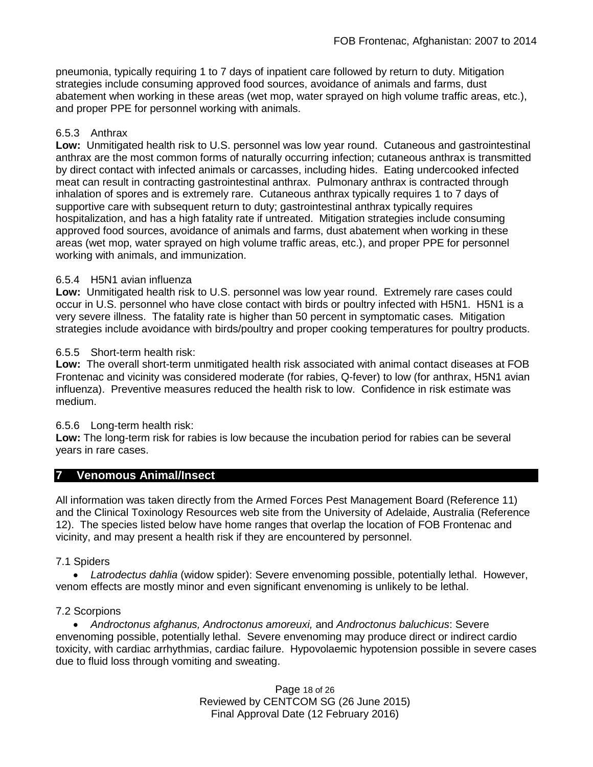pneumonia, typically requiring 1 to 7 days of inpatient care followed by return to duty. Mitigation strategies include consuming approved food sources, avoidance of animals and farms, dust abatement when working in these areas (wet mop, water sprayed on high volume traffic areas, etc.), and proper PPE for personnel working with animals.

#### 6.5.3 Anthrax

**Low:** Unmitigated health risk to U.S. personnel was low year round. Cutaneous and gastrointestinal anthrax are the most common forms of naturally occurring infection; cutaneous anthrax is transmitted by direct contact with infected animals or carcasses, including hides. Eating undercooked infected meat can result in contracting gastrointestinal anthrax. Pulmonary anthrax is contracted through inhalation of spores and is extremely rare. Cutaneous anthrax typically requires 1 to 7 days of supportive care with subsequent return to duty; gastrointestinal anthrax typically requires hospitalization, and has a high fatality rate if untreated. Mitigation strategies include consuming approved food sources, avoidance of animals and farms, dust abatement when working in these areas (wet mop, water sprayed on high volume traffic areas, etc.), and proper PPE for personnel working with animals, and immunization.

#### 6.5.4 H5N1 avian influenza

**Low:** Unmitigated health risk to U.S. personnel was low year round. Extremely rare cases could occur in U.S. personnel who have close contact with birds or poultry infected with H5N1. H5N1 is a very severe illness. The fatality rate is higher than 50 percent in symptomatic cases. Mitigation strategies include avoidance with birds/poultry and proper cooking temperatures for poultry products.

#### 6.5.5 Short-term health risk:

**Low:** The overall short-term unmitigated health risk associated with animal contact diseases at FOB Frontenac and vicinity was considered moderate (for rabies, Q-fever) to low (for anthrax, H5N1 avian influenza). Preventive measures reduced the health risk to low. Confidence in risk estimate was medium.

#### 6.5.6 Long-term health risk:

**Low:** The long-term risk for rabies is low because the incubation period for rabies can be several years in rare cases.

## 7 Venomous Animal/Insect

All information was taken directly from the Armed Forces Pest Management Board (Reference 11) and the Clinical Toxinology Resources web site from the University of Adelaide, Australia (Reference 12). The species listed below have home ranges that overlap the location of FOB Frontenac and vicinity, and may present a health risk if they are encountered by personnel.

### 7.1 Spiders

- *Latrodectus dahlia* (widow spider): Severe envenoming possible, potentially lethal. However, venom effects are mostly minor and even significant envenoming is unlikely to be lethal.

### 7.2 Scorpions

- *Androctonus afghanus, Androctonus amoreuxi,* and *Androctonus baluchicus*: Severe envenoming possible, potentially lethal. Severe envenoming may produce direct or indirect cardio toxicity, with cardiac arrhythmias, cardiac failure. Hypovolaemic hypotension possible in severe cases due to fluid loss through vomiting and sweating.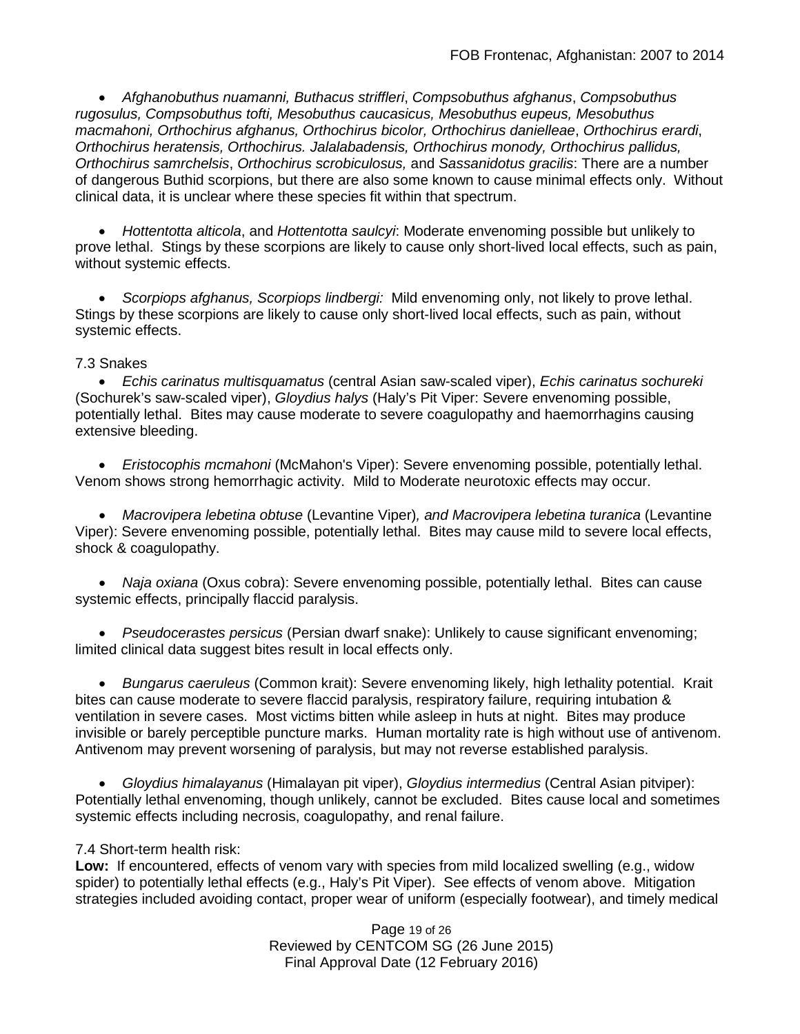- *Afghanobuthus nuamanni, Buthacus striffleri*, *Compsobuthus afghanus*, *Compsobuthus rugosulus, Compsobuthus tofti, Mesobuthus caucasicus, Mesobuthus eupeus, Mesobuthus macmahoni, Orthochirus afghanus, Orthochirus bicolor, Orthochirus danielleae*, *Orthochirus erardi*, *Orthochirus heratensis, Orthochirus. Jalalabadensis, Orthochirus monody, Orthochirus pallidus, Orthochirus samrchelsis*, *Orthochirus scrobiculosus,* and *Sassanidotus gracilis*: There are a number of dangerous Buthid scorpions, but there are also some known to cause minimal effects only. Without clinical data, it is unclear where these species fit within that spectrum.

- *Hottentotta alticola*, and *Hottentotta saulcyi*: Moderate envenoming possible but unlikely to prove lethal. Stings by these scorpions are likely to cause only short-lived local effects, such as pain, without systemic effects.

- *Scorpiops afghanus, Scorpiops lindbergi:* Mild envenoming only, not likely to prove lethal. Stings by these scorpions are likely to cause only short-lived local effects, such as pain, without systemic effects.

7.3 Snakes

- *Echis carinatus multisquamatus* (central Asian saw-scaled viper), *Echis carinatus sochureki* (Sochurek's saw-scaled viper), *Gloydius halys* (Haly's Pit Viper: Severe envenoming possible, potentially lethal. Bites may cause moderate to severe coagulopathy and haemorrhagins causing extensive bleeding.

- *Eristocophis mcmahoni* (McMahon's Viper): Severe envenoming possible, potentially lethal. Venom shows strong hemorrhagic activity. Mild to Moderate neurotoxic effects may occur.

- *Macrovipera lebetina obtuse* (Levantine Viper)*, and Macrovipera lebetina turanica* (Levantine Viper): Severe envenoming possible, potentially lethal. Bites may cause mild to severe local effects, shock & coagulopathy.

- *Naja oxiana* (Oxus cobra): Severe envenoming possible, potentially lethal. Bites can cause systemic effects, principally flaccid paralysis.

- *Pseudocerastes persicus* (Persian dwarf snake): Unlikely to cause significant envenoming; limited clinical data suggest bites result in local effects only.

- *Bungarus caeruleus* (Common krait): Severe envenoming likely, high lethality potential. Krait bites can cause moderate to severe flaccid paralysis, respiratory failure, requiring intubation & ventilation in severe cases. Most victims bitten while asleep in huts at night. Bites may produce invisible or barely perceptible puncture marks. Human mortality rate is high without use of antivenom. Antivenom may prevent worsening of paralysis, but may not reverse established paralysis.

- *Gloydius himalayanus* (Himalayan pit viper), *Gloydius intermedius* (Central Asian pitviper): Potentially lethal envenoming, though unlikely, cannot be excluded. Bites cause local and sometimes systemic effects including necrosis, coagulopathy, and renal failure.

7.4 Short-term health risk:

**Low:** If encountered, effects of venom vary with species from mild localized swelling (e.g., widow spider) to potentially lethal effects (e.g., Haly's Pit Viper). See effects of venom above. Mitigation strategies included avoiding contact, proper wear of uniform (especially footwear), and timely medical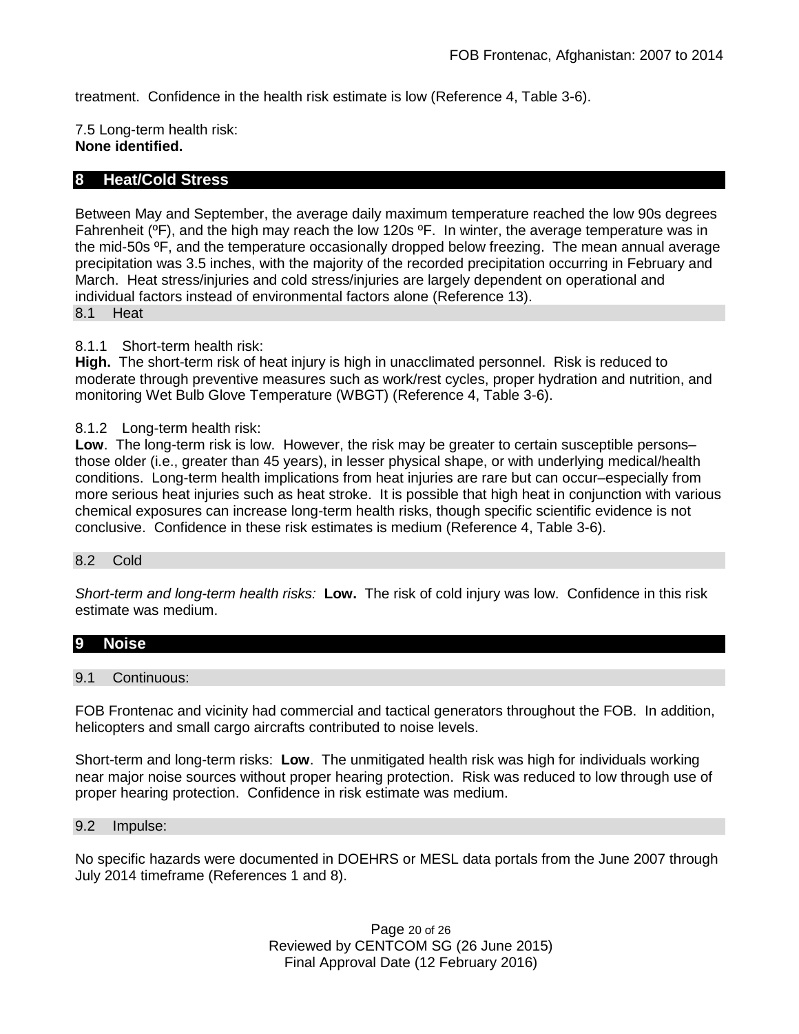treatment. Confidence in the health risk estimate is low (Reference 4, Table 3-6).

7.5 Long-term health risk:
**None identified.**

## 8 Heat/Cold Stress

Between May and September, the average daily maximum temperature reached the low 90s degrees Fahrenheit (ºF), and the high may reach the low 120s ºF. In winter, the average temperature was in the mid-50s ºF, and the temperature occasionally dropped below freezing. The mean annual average precipitation was 3.5 inches, with the majority of the recorded precipitation occurring in February and March. Heat stress/injuries and cold stress/injuries are largely dependent on operational and individual factors instead of environmental factors alone (Reference 13).

### 8.1 Heat

8.1.1 Short-term health risk:
**High.** The short-term risk of heat injury is high in unacclimated personnel. Risk is reduced to moderate through preventive measures such as work/rest cycles, proper hydration and nutrition, and monitoring Wet Bulb Glove Temperature (WBGT) (Reference 4, Table 3-6).

8.1.2 Long-term health risk:
**Low**. The long-term risk is low. However, the risk may be greater to certain susceptible persons–those older (i.e., greater than 45 years), in lesser physical shape, or with underlying medical/health conditions. Long-term health implications from heat injuries are rare but can occur–especially from more serious heat injuries such as heat stroke. It is possible that high heat in conjunction with various chemical exposures can increase long-term health risks, though specific scientific evidence is not conclusive. Confidence in these risk estimates is medium (Reference 4, Table 3-6).

### 8.2 Cold

*Short-term and long-term health risks:* **Low.** The risk of cold injury was low. Confidence in this risk estimate was medium.

## 9 Noise

### 9.1 Continuous:

FOB Frontenac and vicinity had commercial and tactical generators throughout the FOB. In addition, helicopters and small cargo aircrafts contributed to noise levels.

Short-term and long-term risks: **Low**. The unmitigated health risk was high for individuals working near major noise sources without proper hearing protection. Risk was reduced to low through use of proper hearing protection. Confidence in risk estimate was medium.

### 9.2 Impulse:

No specific hazards were documented in DOEHRS or MESL data portals from the June 2007 through July 2014 timeframe (References 1 and 8).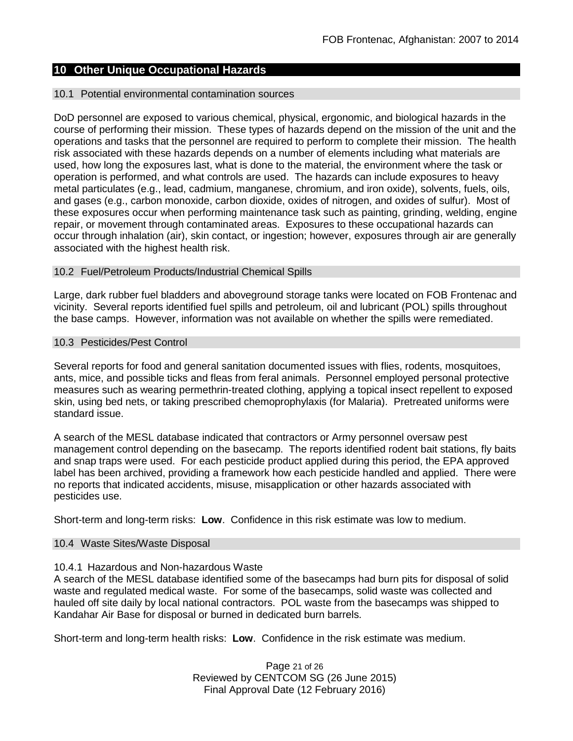## 10 Other Unique Occupational Hazards

### 10.1 Potential environmental contamination sources

DoD personnel are exposed to various chemical, physical, ergonomic, and biological hazards in the course of performing their mission. These types of hazards depend on the mission of the unit and the operations and tasks that the personnel are required to perform to complete their mission. The health risk associated with these hazards depends on a number of elements including what materials are used, how long the exposures last, what is done to the material, the environment where the task or operation is performed, and what controls are used. The hazards can include exposures to heavy metal particulates (e.g., lead, cadmium, manganese, chromium, and iron oxide), solvents, fuels, oils, and gases (e.g., carbon monoxide, carbon dioxide, oxides of nitrogen, and oxides of sulfur). Most of these exposures occur when performing maintenance task such as painting, grinding, welding, engine repair, or movement through contaminated areas. Exposures to these occupational hazards can occur through inhalation (air), skin contact, or ingestion; however, exposures through air are generally associated with the highest health risk.

### 10.2 Fuel/Petroleum Products/Industrial Chemical Spills

Large, dark rubber fuel bladders and aboveground storage tanks were located on FOB Frontenac and vicinity. Several reports identified fuel spills and petroleum, oil and lubricant (POL) spills throughout the base camps. However, information was not available on whether the spills were remediated.

### 10.3 Pesticides/Pest Control

Several reports for food and general sanitation documented issues with flies, rodents, mosquitoes, ants, mice, and possible ticks and fleas from feral animals. Personnel employed personal protective measures such as wearing permethrin-treated clothing, applying a topical insect repellent to exposed skin, using bed nets, or taking prescribed chemoprophylaxis (for Malaria). Pretreated uniforms were standard issue.

A search of the MESL database indicated that contractors or Army personnel oversaw pest management control depending on the basecamp. The reports identified rodent bait stations, fly baits and snap traps were used. For each pesticide product applied during this period, the EPA approved label has been archived, providing a framework how each pesticide handled and applied. There were no reports that indicated accidents, misuse, misapplication or other hazards associated with pesticides use.

Short-term and long-term risks: **Low**. Confidence in this risk estimate was low to medium.

### 10.4 Waste Sites/Waste Disposal

#### 10.4.1 Hazardous and Non-hazardous Waste

A search of the MESL database identified some of the basecamps had burn pits for disposal of solid waste and regulated medical waste. For some of the basecamps, solid waste was collected and hauled off site daily by local national contractors. POL waste from the basecamps was shipped to Kandahar Air Base for disposal or burned in dedicated burn barrels.

Short-term and long-term health risks: **Low**. Confidence in the risk estimate was medium.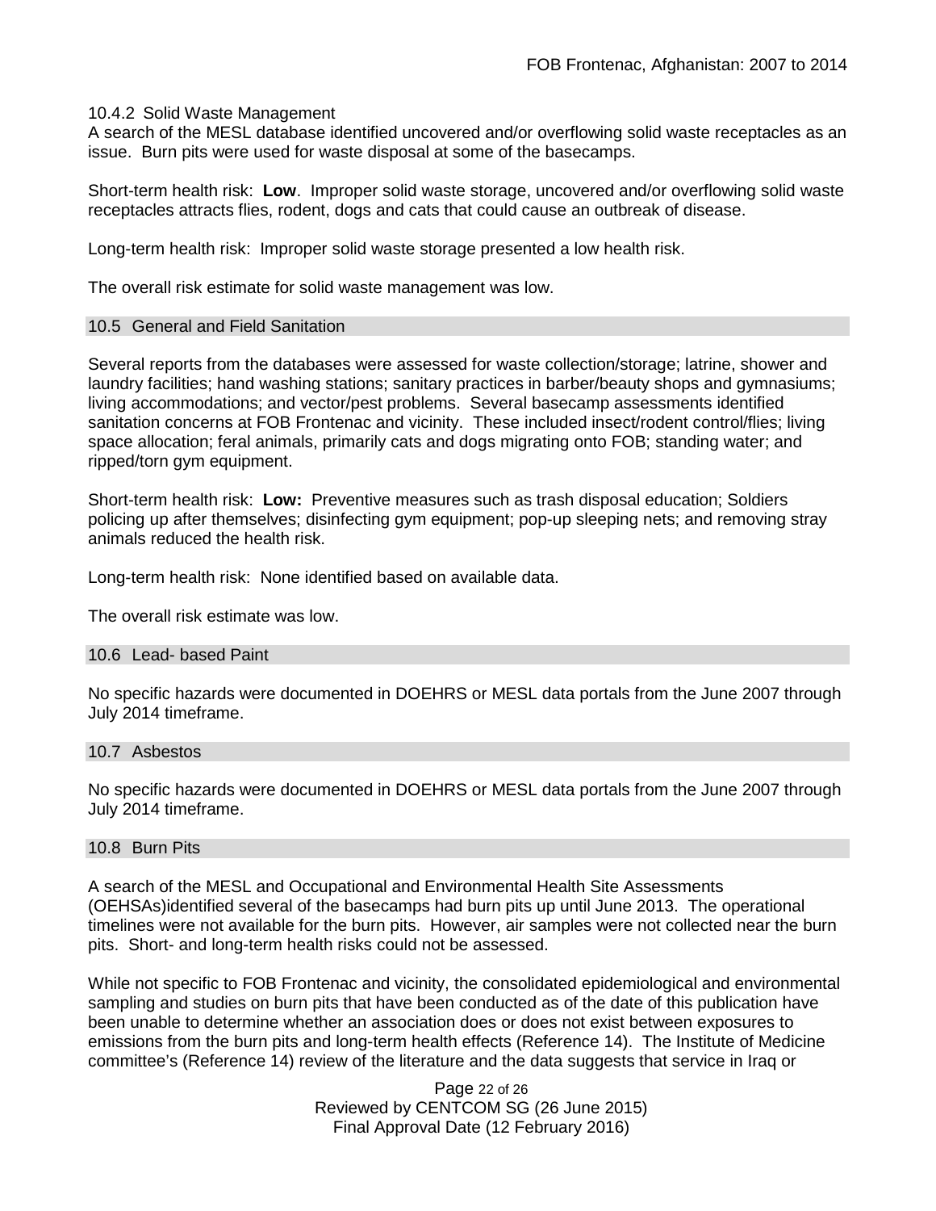#### 10.4.2 Solid Waste Management

A search of the MESL database identified uncovered and/or overflowing solid waste receptacles as an issue. Burn pits were used for waste disposal at some of the basecamps.

Short-term health risk: **Low**. Improper solid waste storage, uncovered and/or overflowing solid waste receptacles attracts flies, rodent, dogs and cats that could cause an outbreak of disease.

Long-term health risk: Improper solid waste storage presented a low health risk.

The overall risk estimate for solid waste management was low.

### 10.5 General and Field Sanitation

Several reports from the databases were assessed for waste collection/storage; latrine, shower and laundry facilities; hand washing stations; sanitary practices in barber/beauty shops and gymnasiums; living accommodations; and vector/pest problems. Several basecamp assessments identified sanitation concerns at FOB Frontenac and vicinity. These included insect/rodent control/flies; living space allocation; feral animals, primarily cats and dogs migrating onto FOB; standing water; and ripped/torn gym equipment.

Short-term health risk: **Low:** Preventive measures such as trash disposal education; Soldiers policing up after themselves; disinfecting gym equipment; pop-up sleeping nets; and removing stray animals reduced the health risk.

Long-term health risk: None identified based on available data.

The overall risk estimate was low.

### 10.6 Lead- based Paint

No specific hazards were documented in DOEHRS or MESL data portals from the June 2007 through July 2014 timeframe.

### 10.7 Asbestos

No specific hazards were documented in DOEHRS or MESL data portals from the June 2007 through July 2014 timeframe.

### 10.8 Burn Pits

A search of the MESL and Occupational and Environmental Health Site Assessments (OEHSAs)identified several of the basecamps had burn pits up until June 2013. The operational timelines were not available for the burn pits. However, air samples were not collected near the burn pits. Short- and long-term health risks could not be assessed.

While not specific to FOB Frontenac and vicinity, the consolidated epidemiological and environmental sampling and studies on burn pits that have been conducted as of the date of this publication have been unable to determine whether an association does or does not exist between exposures to emissions from the burn pits and long-term health effects (Reference 14). The Institute of Medicine committee's (Reference 14) review of the literature and the data suggests that service in Iraq or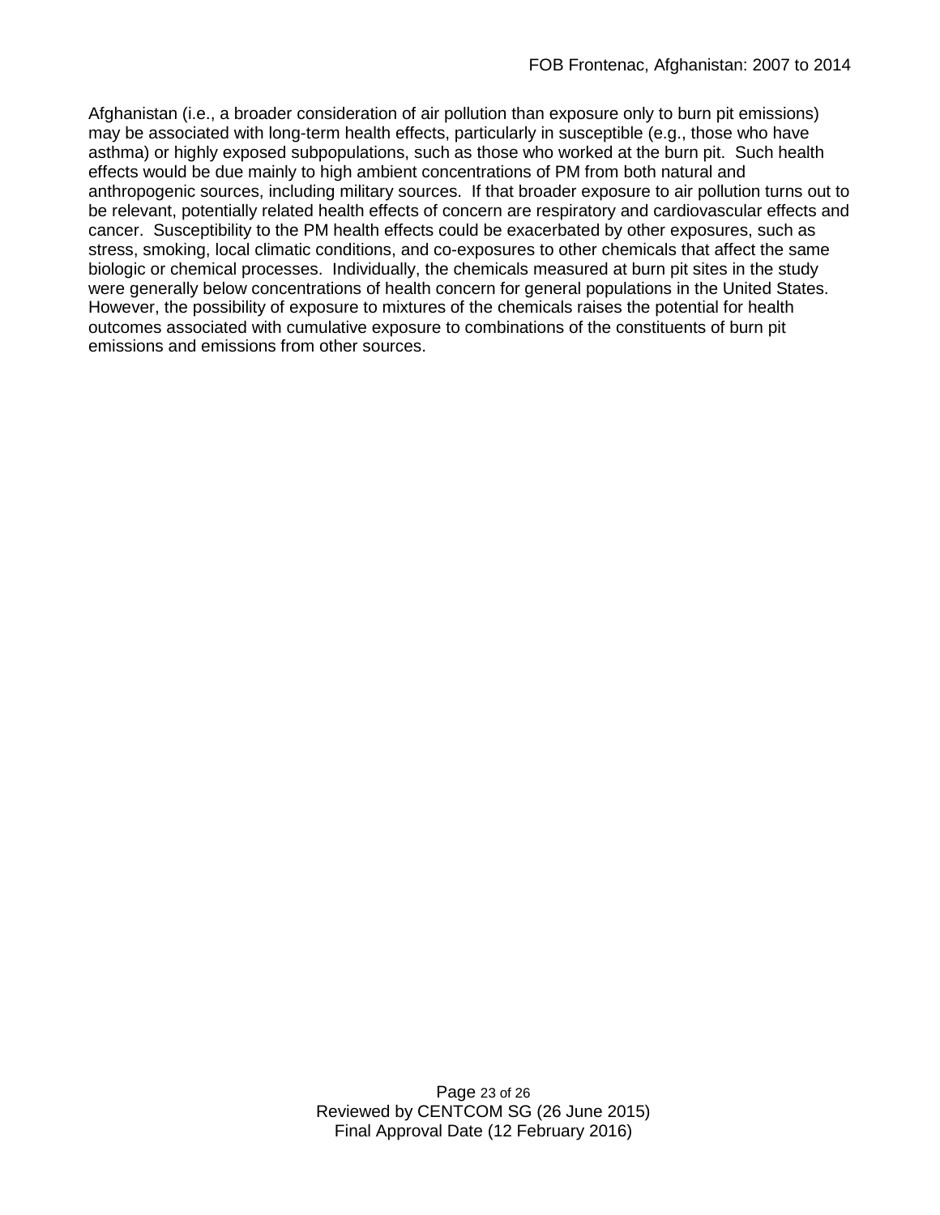Afghanistan (i.e., a broader consideration of air pollution than exposure only to burn pit emissions) may be associated with long-term health effects, particularly in susceptible (e.g., those who have asthma) or highly exposed subpopulations, such as those who worked at the burn pit. Such health effects would be due mainly to high ambient concentrations of PM from both natural and anthropogenic sources, including military sources. If that broader exposure to air pollution turns out to be relevant, potentially related health effects of concern are respiratory and cardiovascular effects and cancer. Susceptibility to the PM health effects could be exacerbated by other exposures, such as stress, smoking, local climatic conditions, and co-exposures to other chemicals that affect the same biologic or chemical processes. Individually, the chemicals measured at burn pit sites in the study were generally below concentrations of health concern for general populations in the United States. However, the possibility of exposure to mixtures of the chemicals raises the potential for health outcomes associated with cumulative exposure to combinations of the constituents of burn pit emissions and emissions from other sources.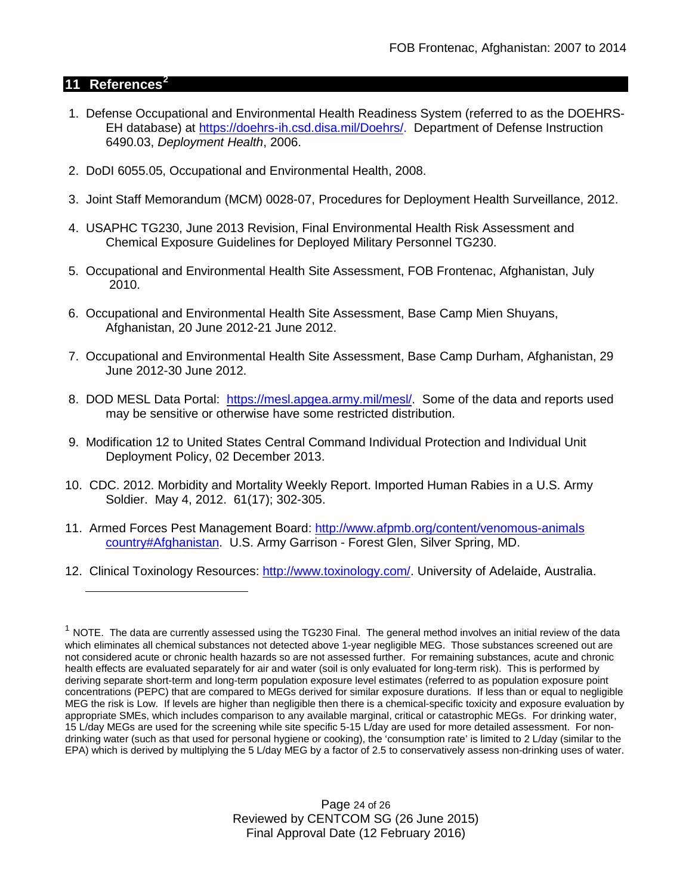## 11 References[2]

1. Defense Occupational and Environmental Health Readiness System (referred to as the DOEHRS-EH database) at https://doehrs-ih.csd.disa.mil/Doehrs/. Department of Defense Instruction 6490.03, *Deployment Health*, 2006.

2. DoDI 6055.05, Occupational and Environmental Health, 2008.

3. Joint Staff Memorandum (MCM) 0028-07, Procedures for Deployment Health Surveillance, 2012.

4. USAPHC TG230, June 2013 Revision, Final Environmental Health Risk Assessment and Chemical Exposure Guidelines for Deployed Military Personnel TG230.

5. Occupational and Environmental Health Site Assessment, FOB Frontenac, Afghanistan, July 2010.

6. Occupational and Environmental Health Site Assessment, Base Camp Mien Shuyans, Afghanistan, 20 June 2012-21 June 2012.

7. Occupational and Environmental Health Site Assessment, Base Camp Durham, Afghanistan, 29 June 2012-30 June 2012.

8. DOD MESL Data Portal: https://mesl.apgea.army.mil/mesl/. Some of the data and reports used may be sensitive or otherwise have some restricted distribution.

9. Modification 12 to United States Central Command Individual Protection and Individual Unit Deployment Policy, 02 December 2013.

10. CDC. 2012. Morbidity and Mortality Weekly Report. Imported Human Rabies in a U.S. Army Soldier. May 4, 2012. 61(17); 302-305.

11. Armed Forces Pest Management Board: http://www.afpmb.org/content/venomous-animals country#Afghanistan. U.S. Army Garrison - Forest Glen, Silver Spring, MD.

12. Clinical Toxinology Resources: http://www.toxinology.com/. University of Adelaide, Australia.

---

[1] NOTE. The data are currently assessed using the TG230 Final. The general method involves an initial review of the data which eliminates all chemical substances not detected above 1-year negligible MEG. Those substances screened out are not considered acute or chronic health hazards so are not assessed further. For remaining substances, acute and chronic health effects are evaluated separately for air and water (soil is only evaluated for long-term risk). This is performed by deriving separate short-term and long-term population exposure level estimates (referred to as population exposure point concentrations (PEPC) that are compared to MEGs derived for similar exposure durations. If less than or equal to negligible MEG the risk is Low. If levels are higher than negligible then there is a chemical-specific toxicity and exposure evaluation by appropriate SMEs, which includes comparison to any available marginal, critical or catastrophic MEGs. For drinking water, 15 L/day MEGs are used for the screening while site specific 5-15 L/day are used for more detailed assessment. For non-drinking water (such as that used for personal hygiene or cooking), the 'consumption rate' is limited to 2 L/day (similar to the EPA) which is derived by multiplying the 5 L/day MEG by a factor of 2.5 to conservatively assess non-drinking uses of water.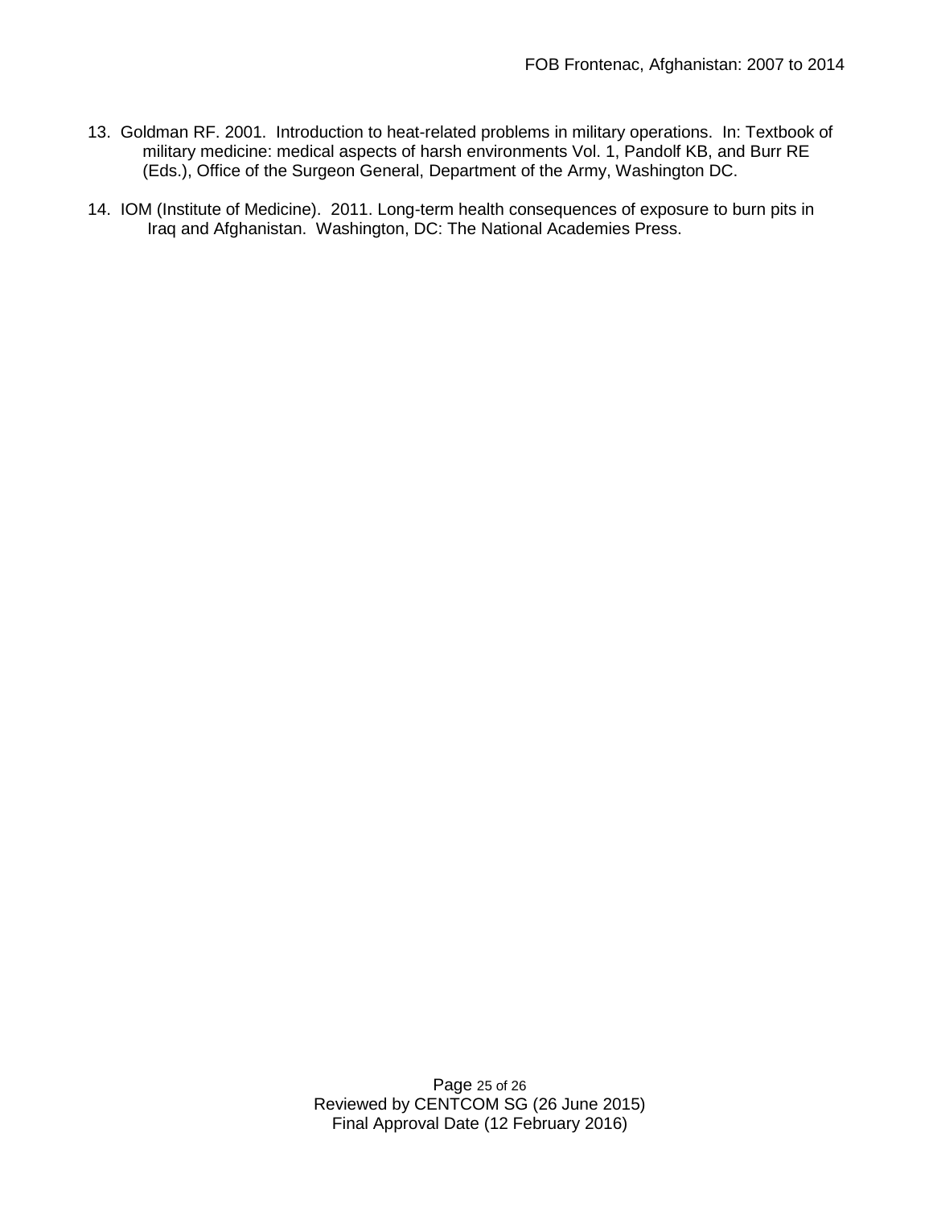13. Goldman RF. 2001. Introduction to heat-related problems in military operations. In: Textbook of military medicine: medical aspects of harsh environments Vol. 1, Pandolf KB, and Burr RE (Eds.), Office of the Surgeon General, Department of the Army, Washington DC.

14. IOM (Institute of Medicine). 2011. Long-term health consequences of exposure to burn pits in Iraq and Afghanistan. Washington, DC: The National Academies Press.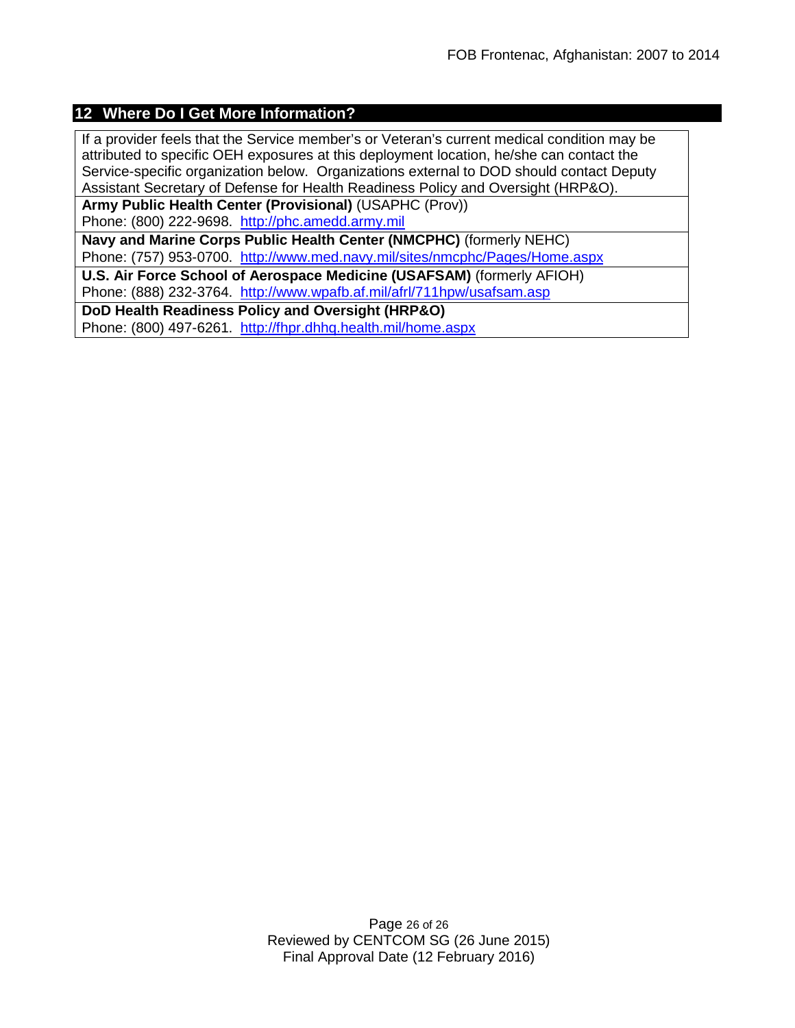## 12 Where Do I Get More Information?

| |
|---|
| If a provider feels that the Service member's or Veteran's current medical condition may be attributed to specific OEH exposures at this deployment location, he/she can contact the Service-specific organization below. Organizations external to DOD should contact Deputy Assistant Secretary of Defense for Health Readiness Policy and Oversight (HRP&O). |
| **Army Public Health Center (Provisional)** (USAPHC (Prov)) Phone: (800) 222-9698. http://phc.amedd.army.mil |
| **Navy and Marine Corps Public Health Center (NMCPHC)** (formerly NEHC) Phone: (757) 953-0700. http://www.med.navy.mil/sites/nmcphc/Pages/Home.aspx |
| **U.S. Air Force School of Aerospace Medicine (USAFSAM)** (formerly AFIOH) Phone: (888) 232-3764. http://www.wpafb.af.mil/afrl/711hpw/usafsam.asp |
| **DoD Health Readiness Policy and Oversight (HRP&O)** Phone: (800) 497-6261. http://fhpr.dhhq.health.mil/home.aspx |

Reviewed by CENTCOM SG (26 June 2015)
Final Approval Date (12 February 2016)